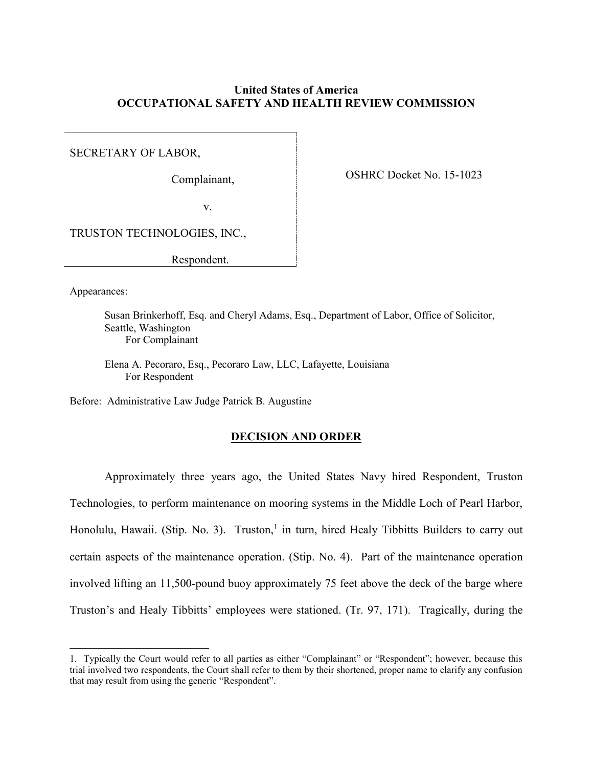**United States of America**
**OCCUPATIONAL SAFETY AND HEALTH REVIEW COMMISSION**

SECRETARY OF LABOR,

Complainant,

v.

TRUSTON TECHNOLOGIES, INC.,

Respondent.

OSHRC Docket No. 15-1023

Appearances:

Susan Brinkerhoff, Esq. and Cheryl Adams, Esq., Department of Labor, Office of Solicitor, Seattle, Washington
For Complainant

Elena A. Pecoraro, Esq., Pecoraro Law, LLC, Lafayette, Louisiana
For Respondent

Before: Administrative Law Judge Patrick B. Augustine

## DECISION AND ORDER

Approximately three years ago, the United States Navy hired Respondent, Truston Technologies, to perform maintenance on mooring systems in the Middle Loch of Pearl Harbor, Honolulu, Hawaii. (Stip. No. 3). Truston,[1] in turn, hired Healy Tibbitts Builders to carry out certain aspects of the maintenance operation. (Stip. No. 4). Part of the maintenance operation involved lifting an 11,500-pound buoy approximately 75 feet above the deck of the barge where Truston's and Healy Tibbitts' employees were stationed. (Tr. 97, 171). Tragically, during the

1. Typically the Court would refer to all parties as either "Complainant" or "Respondent"; however, because this trial involved two respondents, the Court shall refer to them by their shortened, proper name to clarify any confusion that may result from using the generic "Respondent".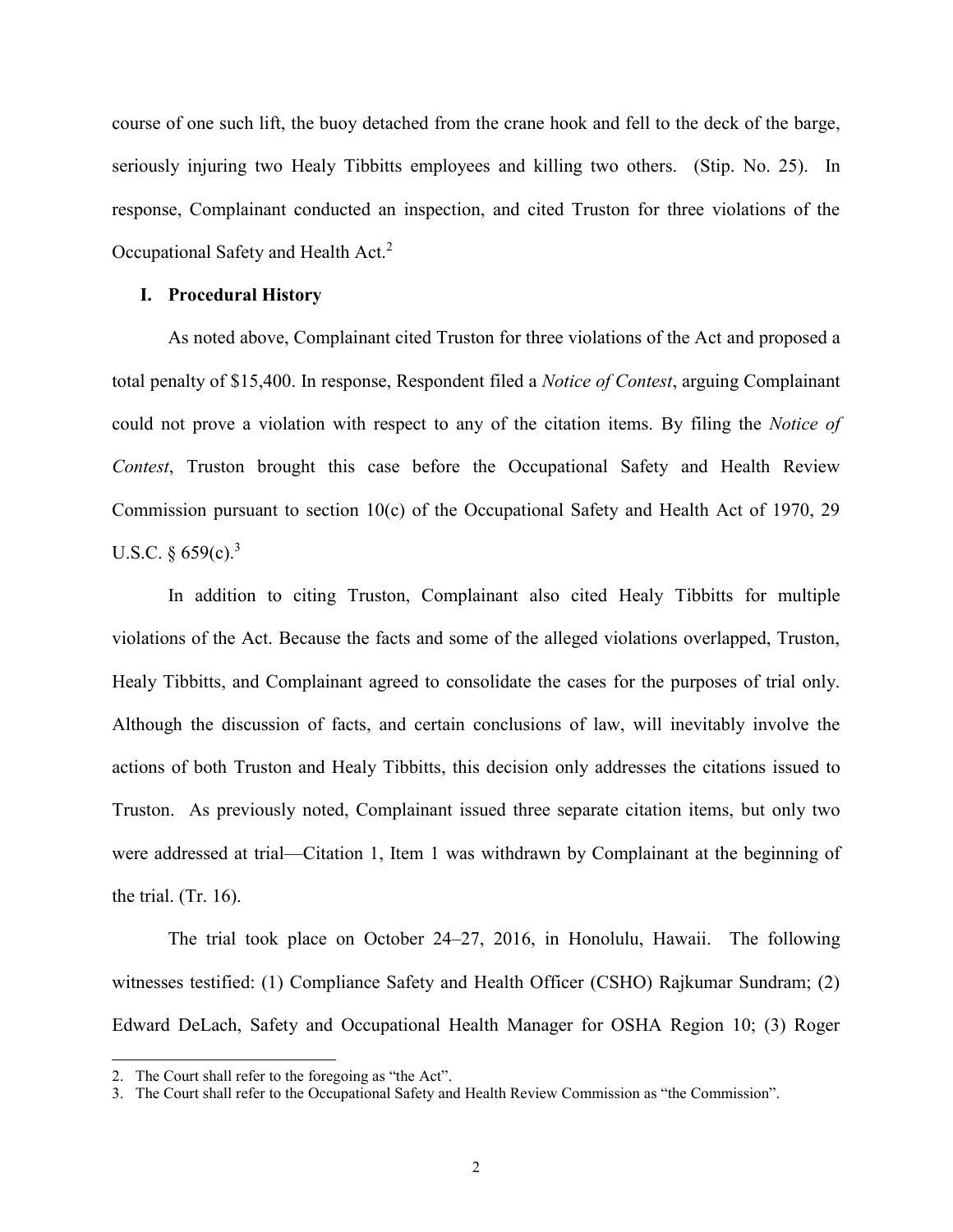course of one such lift, the buoy detached from the crane hook and fell to the deck of the barge, seriously injuring two Healy Tibbitts employees and killing two others. (Stip. No. 25). In response, Complainant conducted an inspection, and cited Truston for three violations of the Occupational Safety and Health Act.[2]

## I. Procedural History

As noted above, Complainant cited Truston for three violations of the Act and proposed a total penalty of $15,400. In response, Respondent filed a *Notice of Contest*, arguing Complainant could not prove a violation with respect to any of the citation items. By filing the *Notice of Contest*, Truston brought this case before the Occupational Safety and Health Review Commission pursuant to section 10(c) of the Occupational Safety and Health Act of 1970, 29 U.S.C. § 659(c).[3]

In addition to citing Truston, Complainant also cited Healy Tibbitts for multiple violations of the Act. Because the facts and some of the alleged violations overlapped, Truston, Healy Tibbitts, and Complainant agreed to consolidate the cases for the purposes of trial only. Although the discussion of facts, and certain conclusions of law, will inevitably involve the actions of both Truston and Healy Tibbitts, this decision only addresses the citations issued to Truston. As previously noted, Complainant issued three separate citation items, but only two were addressed at trial—Citation 1, Item 1 was withdrawn by Complainant at the beginning of the trial. (Tr. 16).

The trial took place on October 24–27, 2016, in Honolulu, Hawaii. The following witnesses testified: (1) Compliance Safety and Health Officer (CSHO) Rajkumar Sundram; (2) Edward DeLach, Safety and Occupational Health Manager for OSHA Region 10; (3) Roger

---

2. The Court shall refer to the foregoing as "the Act".
3. The Court shall refer to the Occupational Safety and Health Review Commission as "the Commission".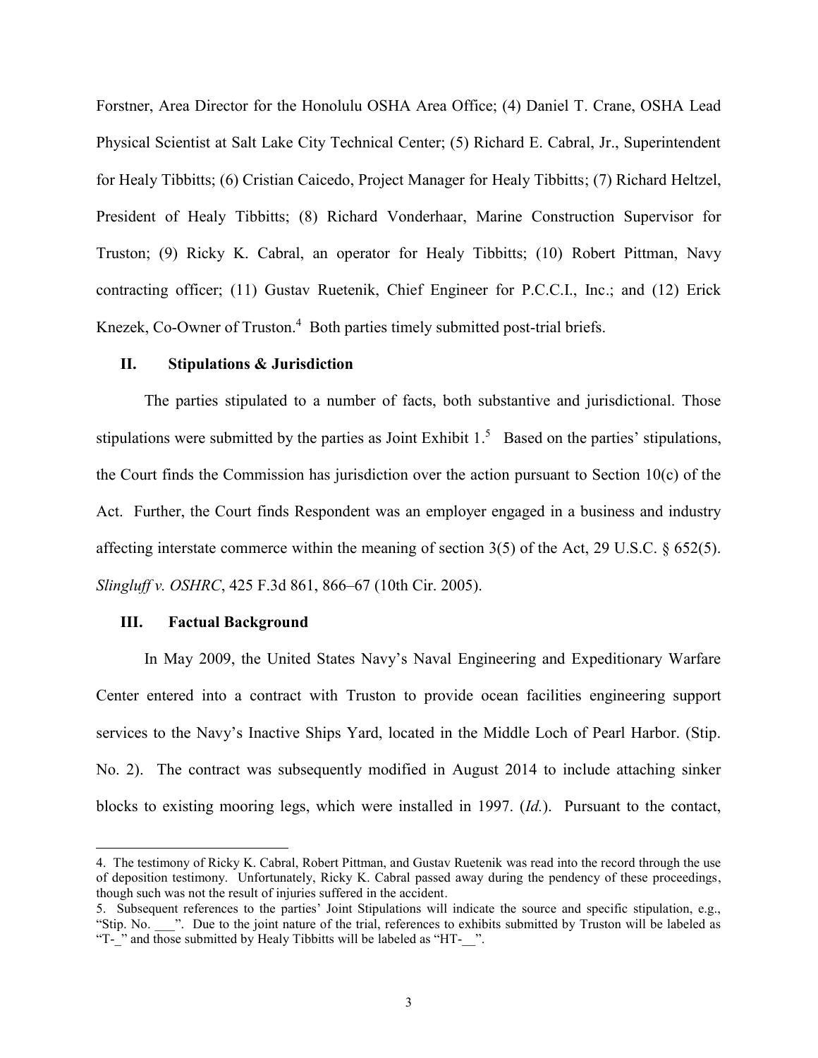Forstner, Area Director for the Honolulu OSHA Area Office; (4) Daniel T. Crane, OSHA Lead Physical Scientist at Salt Lake City Technical Center; (5) Richard E. Cabral, Jr., Superintendent for Healy Tibbitts; (6) Cristian Caicedo, Project Manager for Healy Tibbitts; (7) Richard Heltzel, President of Healy Tibbitts; (8) Richard Vonderhaar, Marine Construction Supervisor for Truston; (9) Ricky K. Cabral, an operator for Healy Tibbitts; (10) Robert Pittman, Navy contracting officer; (11) Gustav Ruetenik, Chief Engineer for P.C.C.I., Inc.; and (12) Erick Knezek, Co-Owner of Truston.[4] Both parties timely submitted post-trial briefs.

## II. Stipulations & Jurisdiction

The parties stipulated to a number of facts, both substantive and jurisdictional. Those stipulations were submitted by the parties as Joint Exhibit 1.[5] Based on the parties' stipulations, the Court finds the Commission has jurisdiction over the action pursuant to Section 10(c) of the Act. Further, the Court finds Respondent was an employer engaged in a business and industry affecting interstate commerce within the meaning of section 3(5) of the Act, 29 U.S.C. § 652(5). *Slingluff v. OSHRC*, 425 F.3d 861, 866–67 (10th Cir. 2005).

## III. Factual Background

In May 2009, the United States Navy's Naval Engineering and Expeditionary Warfare Center entered into a contract with Truston to provide ocean facilities engineering support services to the Navy's Inactive Ships Yard, located in the Middle Loch of Pearl Harbor. (Stip. No. 2). The contract was subsequently modified in August 2014 to include attaching sinker blocks to existing mooring legs, which were installed in 1997. (*Id.*). Pursuant to the contact,

---

4. The testimony of Ricky K. Cabral, Robert Pittman, and Gustav Ruetenik was read into the record through the use of deposition testimony. Unfortunately, Ricky K. Cabral passed away during the pendency of these proceedings, though such was not the result of injuries suffered in the accident.

5. Subsequent references to the parties' Joint Stipulations will indicate the source and specific stipulation, e.g., "Stip. No. ___". Due to the joint nature of the trial, references to exhibits submitted by Truston will be labeled as "T-_" and those submitted by Healy Tibbitts will be labeled as "HT-__".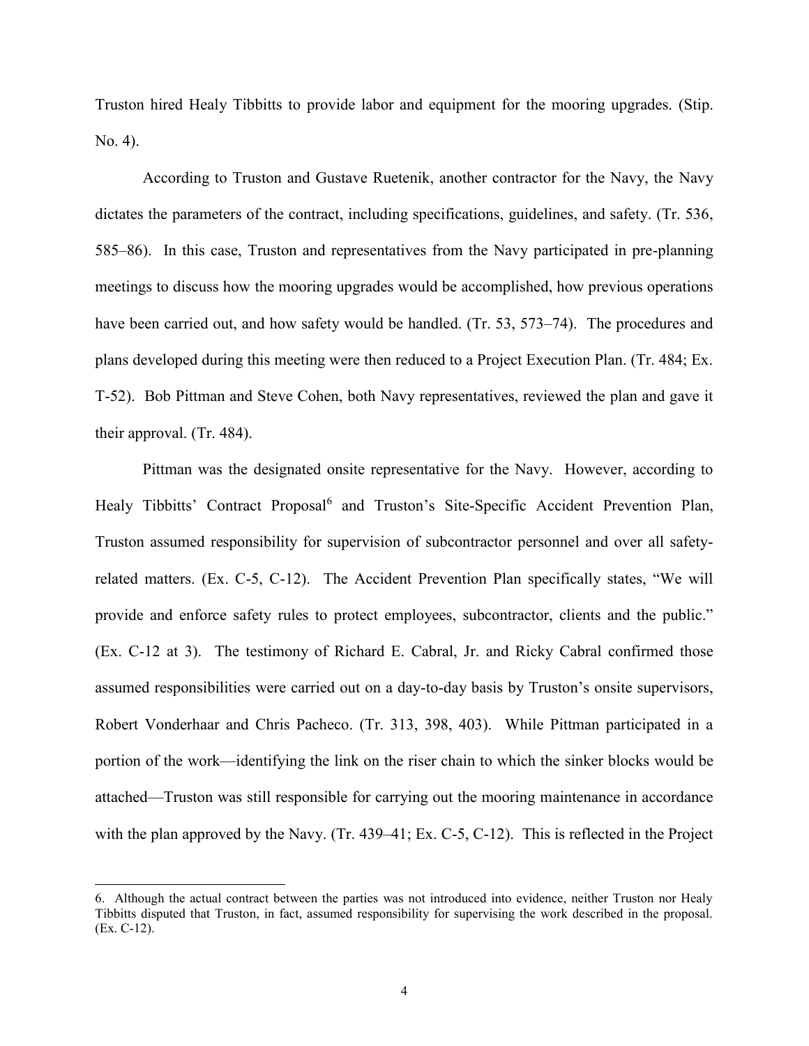Truston hired Healy Tibbitts to provide labor and equipment for the mooring upgrades. (Stip. No. 4).

According to Truston and Gustave Ruetenik, another contractor for the Navy, the Navy dictates the parameters of the contract, including specifications, guidelines, and safety. (Tr. 536, 585–86). In this case, Truston and representatives from the Navy participated in pre-planning meetings to discuss how the mooring upgrades would be accomplished, how previous operations have been carried out, and how safety would be handled. (Tr. 53, 573–74). The procedures and plans developed during this meeting were then reduced to a Project Execution Plan. (Tr. 484; Ex. T-52). Bob Pittman and Steve Cohen, both Navy representatives, reviewed the plan and gave it their approval. (Tr. 484).

Pittman was the designated onsite representative for the Navy. However, according to Healy Tibbitts' Contract Proposal[6] and Truston's Site-Specific Accident Prevention Plan, Truston assumed responsibility for supervision of subcontractor personnel and over all safety-related matters. (Ex. C-5, C-12). The Accident Prevention Plan specifically states, "We will provide and enforce safety rules to protect employees, subcontractor, clients and the public." (Ex. C-12 at 3). The testimony of Richard E. Cabral, Jr. and Ricky Cabral confirmed those assumed responsibilities were carried out on a day-to-day basis by Truston's onsite supervisors, Robert Vonderhaar and Chris Pacheco. (Tr. 313, 398, 403). While Pittman participated in a portion of the work—identifying the link on the riser chain to which the sinker blocks would be attached—Truston was still responsible for carrying out the mooring maintenance in accordance with the plan approved by the Navy. (Tr. 439–41; Ex. C-5, C-12). This is reflected in the Project

6. Although the actual contract between the parties was not introduced into evidence, neither Truston nor Healy Tibbitts disputed that Truston, in fact, assumed responsibility for supervising the work described in the proposal. (Ex. C-12).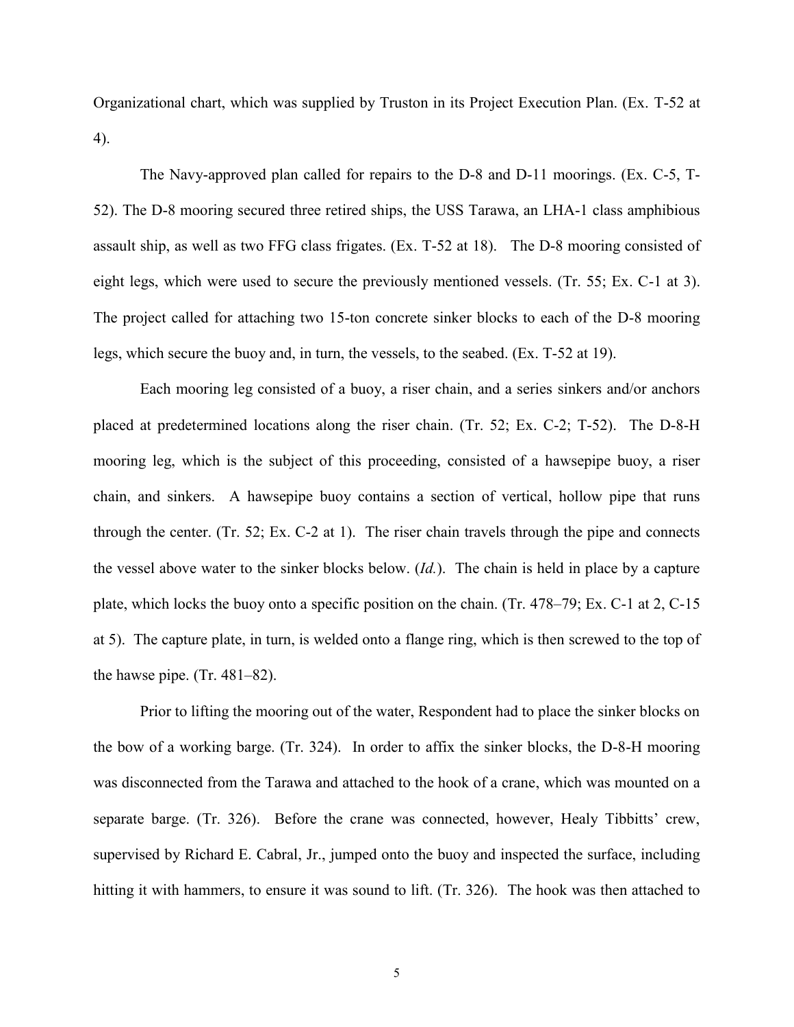Organizational chart, which was supplied by Truston in its Project Execution Plan. (Ex. T-52 at 4).

The Navy-approved plan called for repairs to the D-8 and D-11 moorings. (Ex. C-5, T-52). The D-8 mooring secured three retired ships, the USS Tarawa, an LHA-1 class amphibious assault ship, as well as two FFG class frigates. (Ex. T-52 at 18). The D-8 mooring consisted of eight legs, which were used to secure the previously mentioned vessels. (Tr. 55; Ex. C-1 at 3). The project called for attaching two 15-ton concrete sinker blocks to each of the D-8 mooring legs, which secure the buoy and, in turn, the vessels, to the seabed. (Ex. T-52 at 19).

Each mooring leg consisted of a buoy, a riser chain, and a series sinkers and/or anchors placed at predetermined locations along the riser chain. (Tr. 52; Ex. C-2; T-52). The D-8-H mooring leg, which is the subject of this proceeding, consisted of a hawsepipe buoy, a riser chain, and sinkers. A hawsepipe buoy contains a section of vertical, hollow pipe that runs through the center. (Tr. 52; Ex. C-2 at 1). The riser chain travels through the pipe and connects the vessel above water to the sinker blocks below. (*Id.*). The chain is held in place by a capture plate, which locks the buoy onto a specific position on the chain. (Tr. 478–79; Ex. C-1 at 2, C-15 at 5). The capture plate, in turn, is welded onto a flange ring, which is then screwed to the top of the hawse pipe. (Tr. 481–82).

Prior to lifting the mooring out of the water, Respondent had to place the sinker blocks on the bow of a working barge. (Tr. 324). In order to affix the sinker blocks, the D-8-H mooring was disconnected from the Tarawa and attached to the hook of a crane, which was mounted on a separate barge. (Tr. 326). Before the crane was connected, however, Healy Tibbitts' crew, supervised by Richard E. Cabral, Jr., jumped onto the buoy and inspected the surface, including hitting it with hammers, to ensure it was sound to lift. (Tr. 326). The hook was then attached to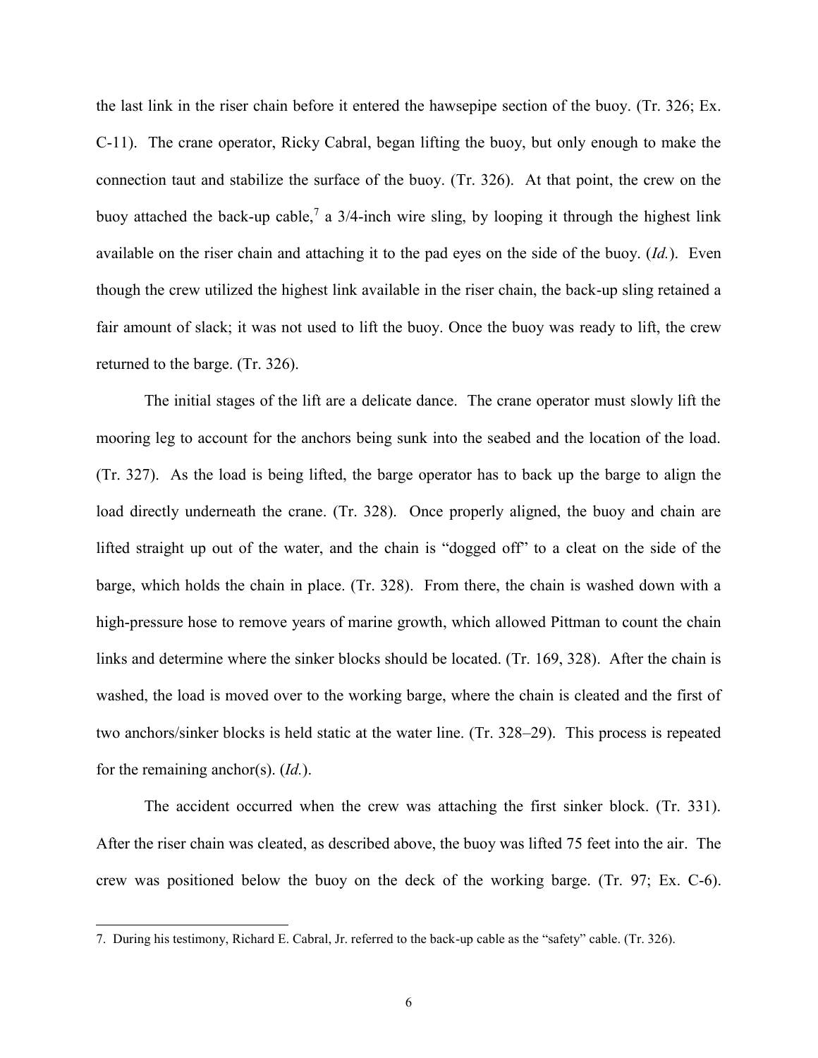the last link in the riser chain before it entered the hawsepipe section of the buoy. (Tr. 326; Ex. C-11). The crane operator, Ricky Cabral, began lifting the buoy, but only enough to make the connection taut and stabilize the surface of the buoy. (Tr. 326). At that point, the crew on the buoy attached the back-up cable,[7] a 3/4-inch wire sling, by looping it through the highest link available on the riser chain and attaching it to the pad eyes on the side of the buoy. (*Id.*). Even though the crew utilized the highest link available in the riser chain, the back-up sling retained a fair amount of slack; it was not used to lift the buoy. Once the buoy was ready to lift, the crew returned to the barge. (Tr. 326).

The initial stages of the lift are a delicate dance. The crane operator must slowly lift the mooring leg to account for the anchors being sunk into the seabed and the location of the load. (Tr. 327). As the load is being lifted, the barge operator has to back up the barge to align the load directly underneath the crane. (Tr. 328). Once properly aligned, the buoy and chain are lifted straight up out of the water, and the chain is "dogged off" to a cleat on the side of the barge, which holds the chain in place. (Tr. 328). From there, the chain is washed down with a high-pressure hose to remove years of marine growth, which allowed Pittman to count the chain links and determine where the sinker blocks should be located. (Tr. 169, 328). After the chain is washed, the load is moved over to the working barge, where the chain is cleated and the first of two anchors/sinker blocks is held static at the water line. (Tr. 328–29). This process is repeated for the remaining anchor(s). (*Id.*).

The accident occurred when the crew was attaching the first sinker block. (Tr. 331). After the riser chain was cleated, as described above, the buoy was lifted 75 feet into the air. The crew was positioned below the buoy on the deck of the working barge. (Tr. 97; Ex. C-6).

---

7. During his testimony, Richard E. Cabral, Jr. referred to the back-up cable as the "safety" cable. (Tr. 326).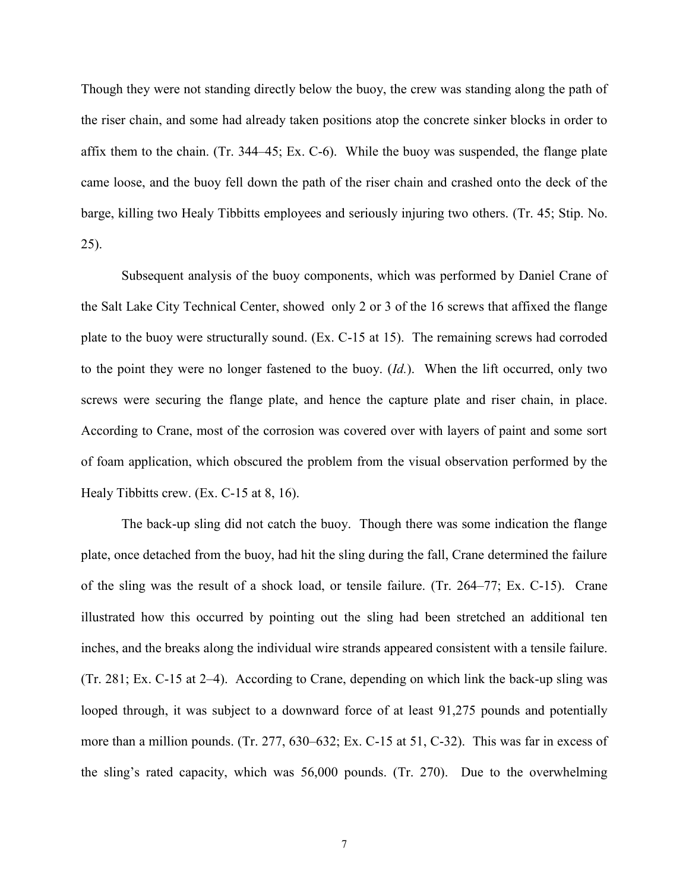Though they were not standing directly below the buoy, the crew was standing along the path of the riser chain, and some had already taken positions atop the concrete sinker blocks in order to affix them to the chain. (Tr. 344–45; Ex. C-6). While the buoy was suspended, the flange plate came loose, and the buoy fell down the path of the riser chain and crashed onto the deck of the barge, killing two Healy Tibbitts employees and seriously injuring two others. (Tr. 45; Stip. No. 25).

Subsequent analysis of the buoy components, which was performed by Daniel Crane of the Salt Lake City Technical Center, showed only 2 or 3 of the 16 screws that affixed the flange plate to the buoy were structurally sound. (Ex. C-15 at 15). The remaining screws had corroded to the point they were no longer fastened to the buoy. (*Id.*). When the lift occurred, only two screws were securing the flange plate, and hence the capture plate and riser chain, in place. According to Crane, most of the corrosion was covered over with layers of paint and some sort of foam application, which obscured the problem from the visual observation performed by the Healy Tibbitts crew. (Ex. C-15 at 8, 16).

The back-up sling did not catch the buoy. Though there was some indication the flange plate, once detached from the buoy, had hit the sling during the fall, Crane determined the failure of the sling was the result of a shock load, or tensile failure. (Tr. 264–77; Ex. C-15). Crane illustrated how this occurred by pointing out the sling had been stretched an additional ten inches, and the breaks along the individual wire strands appeared consistent with a tensile failure. (Tr. 281; Ex. C-15 at 2–4). According to Crane, depending on which link the back-up sling was looped through, it was subject to a downward force of at least 91,275 pounds and potentially more than a million pounds. (Tr. 277, 630–632; Ex. C-15 at 51, C-32). This was far in excess of the sling's rated capacity, which was 56,000 pounds. (Tr. 270). Due to the overwhelming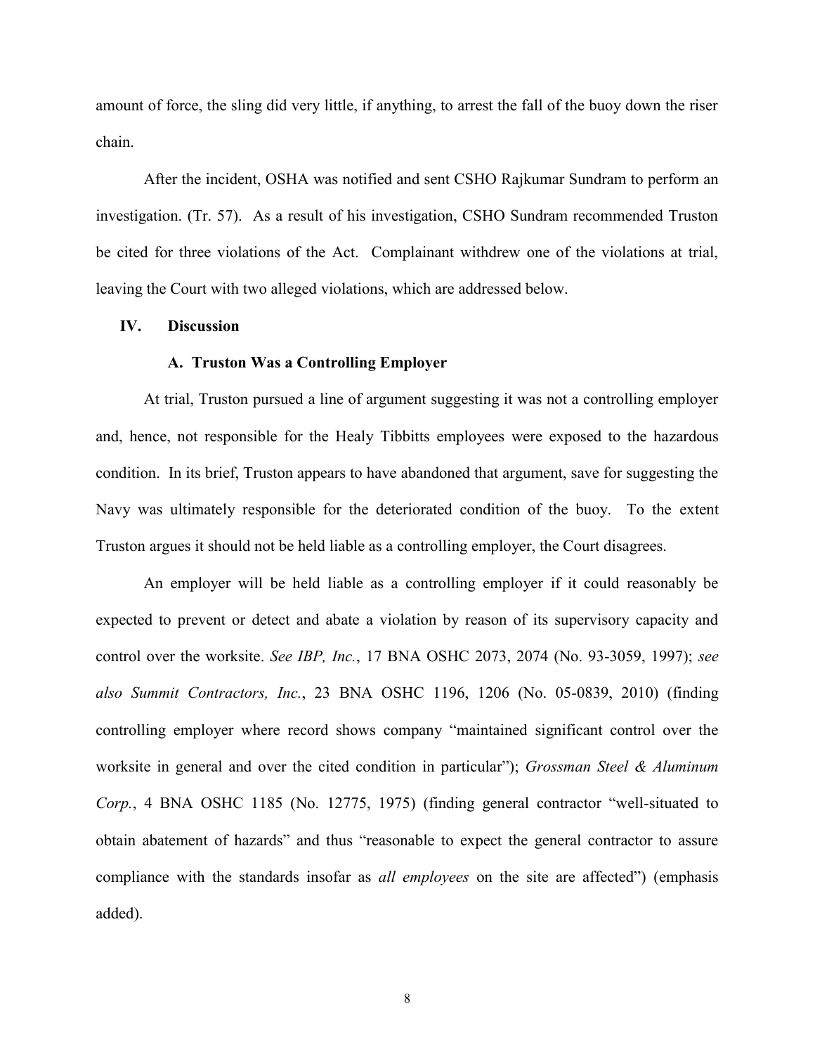amount of force, the sling did very little, if anything, to arrest the fall of the buoy down the riser chain.

After the incident, OSHA was notified and sent CSHO Rajkumar Sundram to perform an investigation. (Tr. 57). As a result of his investigation, CSHO Sundram recommended Truston be cited for three violations of the Act. Complainant withdrew one of the violations at trial, leaving the Court with two alleged violations, which are addressed below.

## IV. Discussion

### A. Truston Was a Controlling Employer

At trial, Truston pursued a line of argument suggesting it was not a controlling employer and, hence, not responsible for the Healy Tibbitts employees were exposed to the hazardous condition. In its brief, Truston appears to have abandoned that argument, save for suggesting the Navy was ultimately responsible for the deteriorated condition of the buoy. To the extent Truston argues it should not be held liable as a controlling employer, the Court disagrees.

An employer will be held liable as a controlling employer if it could reasonably be expected to prevent or detect and abate a violation by reason of its supervisory capacity and control over the worksite. *See IBP, Inc.*, 17 BNA OSHC 2073, 2074 (No. 93-3059, 1997); *see also Summit Contractors, Inc.*, 23 BNA OSHC 1196, 1206 (No. 05-0839, 2010) (finding controlling employer where record shows company "maintained significant control over the worksite in general and over the cited condition in particular"); *Grossman Steel & Aluminum Corp.*, 4 BNA OSHC 1185 (No. 12775, 1975) (finding general contractor "well-situated to obtain abatement of hazards" and thus "reasonable to expect the general contractor to assure compliance with the standards insofar as *all employees* on the site are affected") (emphasis added).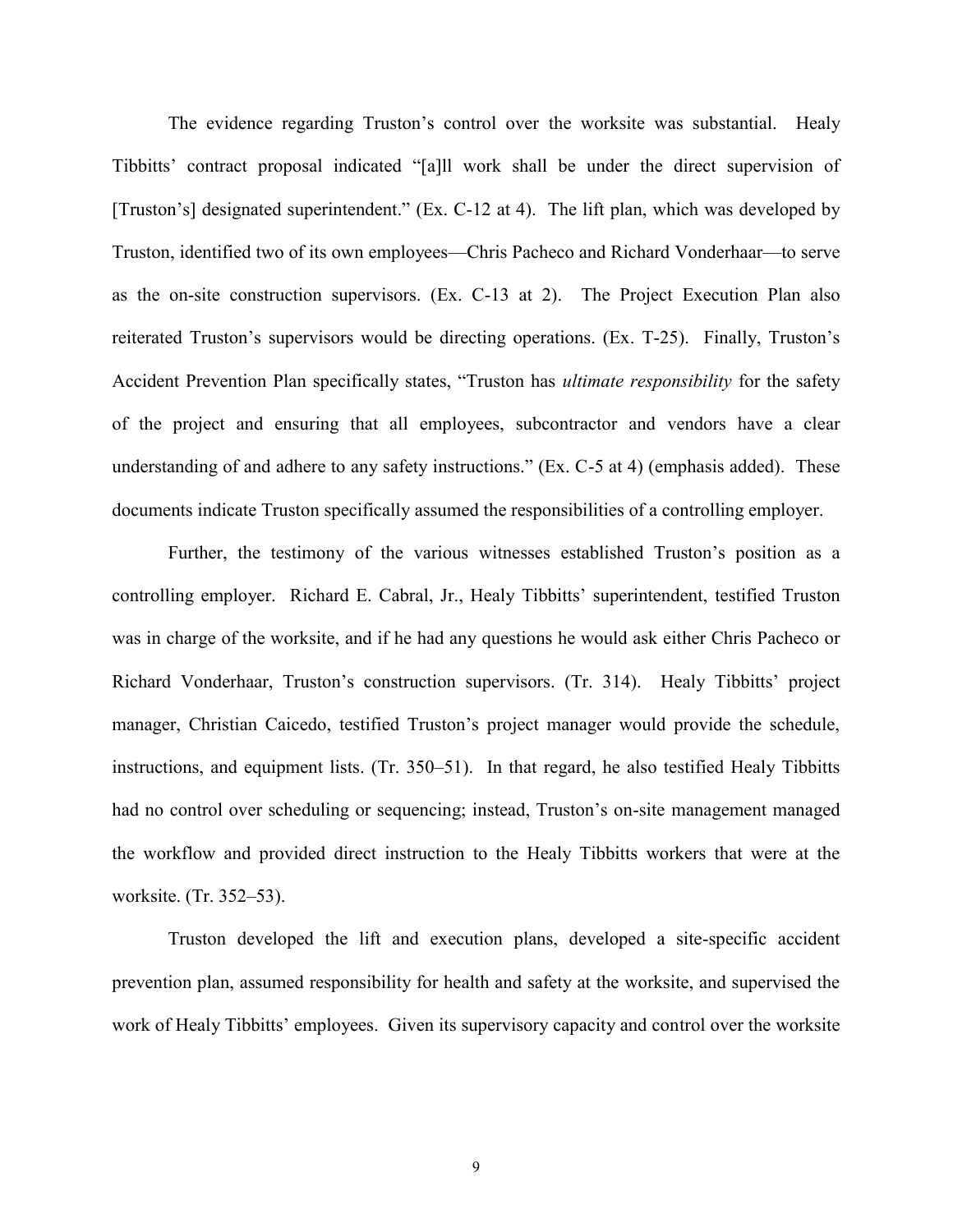The evidence regarding Truston's control over the worksite was substantial. Healy Tibbitts' contract proposal indicated "[a]ll work shall be under the direct supervision of [Truston's] designated superintendent." (Ex. C-12 at 4). The lift plan, which was developed by Truston, identified two of its own employees—Chris Pacheco and Richard Vonderhaar—to serve as the on-site construction supervisors. (Ex. C-13 at 2). The Project Execution Plan also reiterated Truston's supervisors would be directing operations. (Ex. T-25). Finally, Truston's Accident Prevention Plan specifically states, "Truston has *ultimate responsibility* for the safety of the project and ensuring that all employees, subcontractor and vendors have a clear understanding of and adhere to any safety instructions." (Ex. C-5 at 4) (emphasis added). These documents indicate Truston specifically assumed the responsibilities of a controlling employer.

Further, the testimony of the various witnesses established Truston's position as a controlling employer. Richard E. Cabral, Jr., Healy Tibbitts' superintendent, testified Truston was in charge of the worksite, and if he had any questions he would ask either Chris Pacheco or Richard Vonderhaar, Truston's construction supervisors. (Tr. 314). Healy Tibbitts' project manager, Christian Caicedo, testified Truston's project manager would provide the schedule, instructions, and equipment lists. (Tr. 350–51). In that regard, he also testified Healy Tibbitts had no control over scheduling or sequencing; instead, Truston's on-site management managed the workflow and provided direct instruction to the Healy Tibbitts workers that were at the worksite. (Tr. 352–53).

Truston developed the lift and execution plans, developed a site-specific accident prevention plan, assumed responsibility for health and safety at the worksite, and supervised the work of Healy Tibbitts' employees. Given its supervisory capacity and control over the worksite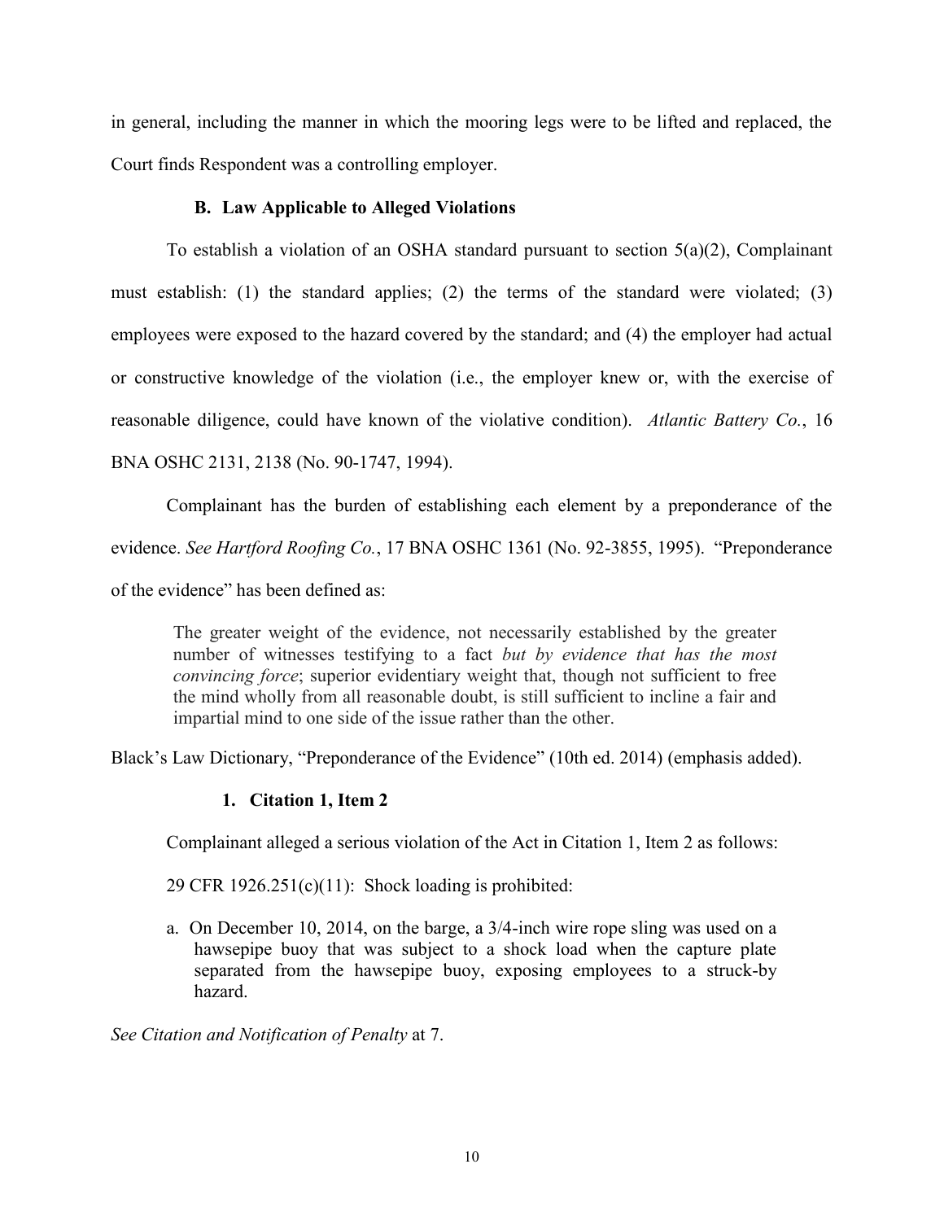in general, including the manner in which the mooring legs were to be lifted and replaced, the Court finds Respondent was a controlling employer.

### B. Law Applicable to Alleged Violations

To establish a violation of an OSHA standard pursuant to section 5(a)(2), Complainant must establish: (1) the standard applies; (2) the terms of the standard were violated; (3) employees were exposed to the hazard covered by the standard; and (4) the employer had actual or constructive knowledge of the violation (i.e., the employer knew or, with the exercise of reasonable diligence, could have known of the violative condition). *Atlantic Battery Co.*, 16 BNA OSHC 2131, 2138 (No. 90-1747, 1994).

Complainant has the burden of establishing each element by a preponderance of the evidence. *See Hartford Roofing Co.*, 17 BNA OSHC 1361 (No. 92-3855, 1995). "Preponderance of the evidence" has been defined as:

> The greater weight of the evidence, not necessarily established by the greater number of witnesses testifying to a fact *but by evidence that has the most convincing force*; superior evidentiary weight that, though not sufficient to free the mind wholly from all reasonable doubt, is still sufficient to incline a fair and impartial mind to one side of the issue rather than the other.

Black's Law Dictionary, "Preponderance of the Evidence" (10th ed. 2014) (emphasis added).

#### 1. Citation 1, Item 2

Complainant alleged a serious violation of the Act in Citation 1, Item 2 as follows:

29 CFR 1926.251(c)(11): Shock loading is prohibited:

a. On December 10, 2014, on the barge, a 3/4-inch wire rope sling was used on a hawsepipe buoy that was subject to a shock load when the capture plate separated from the hawsepipe buoy, exposing employees to a struck-by hazard.

*See Citation and Notification of Penalty* at 7.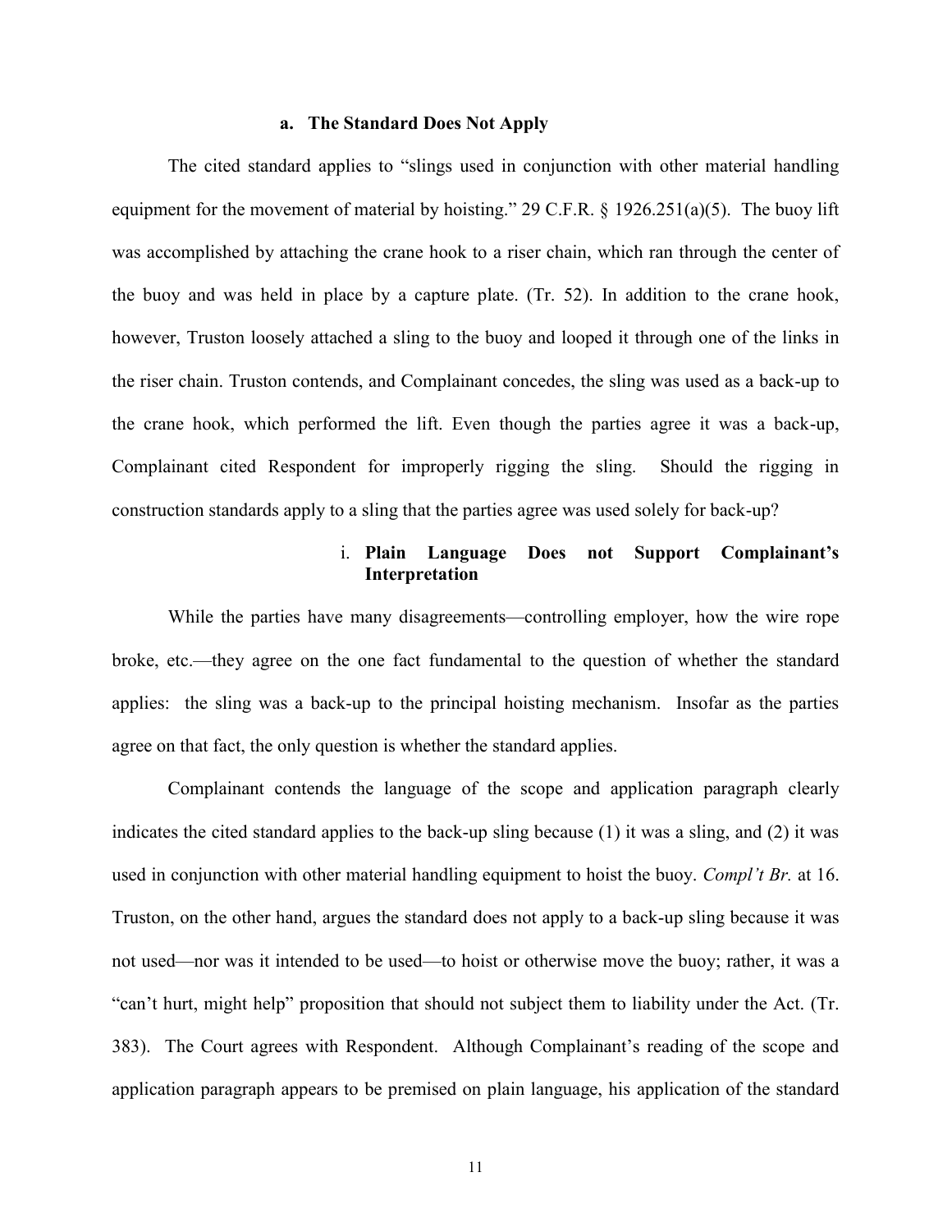### a. The Standard Does Not Apply

The cited standard applies to "slings used in conjunction with other material handling equipment for the movement of material by hoisting." 29 C.F.R. § 1926.251(a)(5). The buoy lift was accomplished by attaching the crane hook to a riser chain, which ran through the center of the buoy and was held in place by a capture plate. (Tr. 52). In addition to the crane hook, however, Truston loosely attached a sling to the buoy and looped it through one of the links in the riser chain. Truston contends, and Complainant concedes, the sling was used as a back-up to the crane hook, which performed the lift. Even though the parties agree it was a back-up, Complainant cited Respondent for improperly rigging the sling. Should the rigging in construction standards apply to a sling that the parties agree was used solely for back-up?

#### i. Plain Language Does not Support Complainant's Interpretation

While the parties have many disagreements—controlling employer, how the wire rope broke, etc.—they agree on the one fact fundamental to the question of whether the standard applies: the sling was a back-up to the principal hoisting mechanism. Insofar as the parties agree on that fact, the only question is whether the standard applies.

Complainant contends the language of the scope and application paragraph clearly indicates the cited standard applies to the back-up sling because (1) it was a sling, and (2) it was used in conjunction with other material handling equipment to hoist the buoy. *Compl't Br.* at 16. Truston, on the other hand, argues the standard does not apply to a back-up sling because it was not used—nor was it intended to be used—to hoist or otherwise move the buoy; rather, it was a "can't hurt, might help" proposition that should not subject them to liability under the Act. (Tr. 383). The Court agrees with Respondent. Although Complainant's reading of the scope and application paragraph appears to be premised on plain language, his application of the standard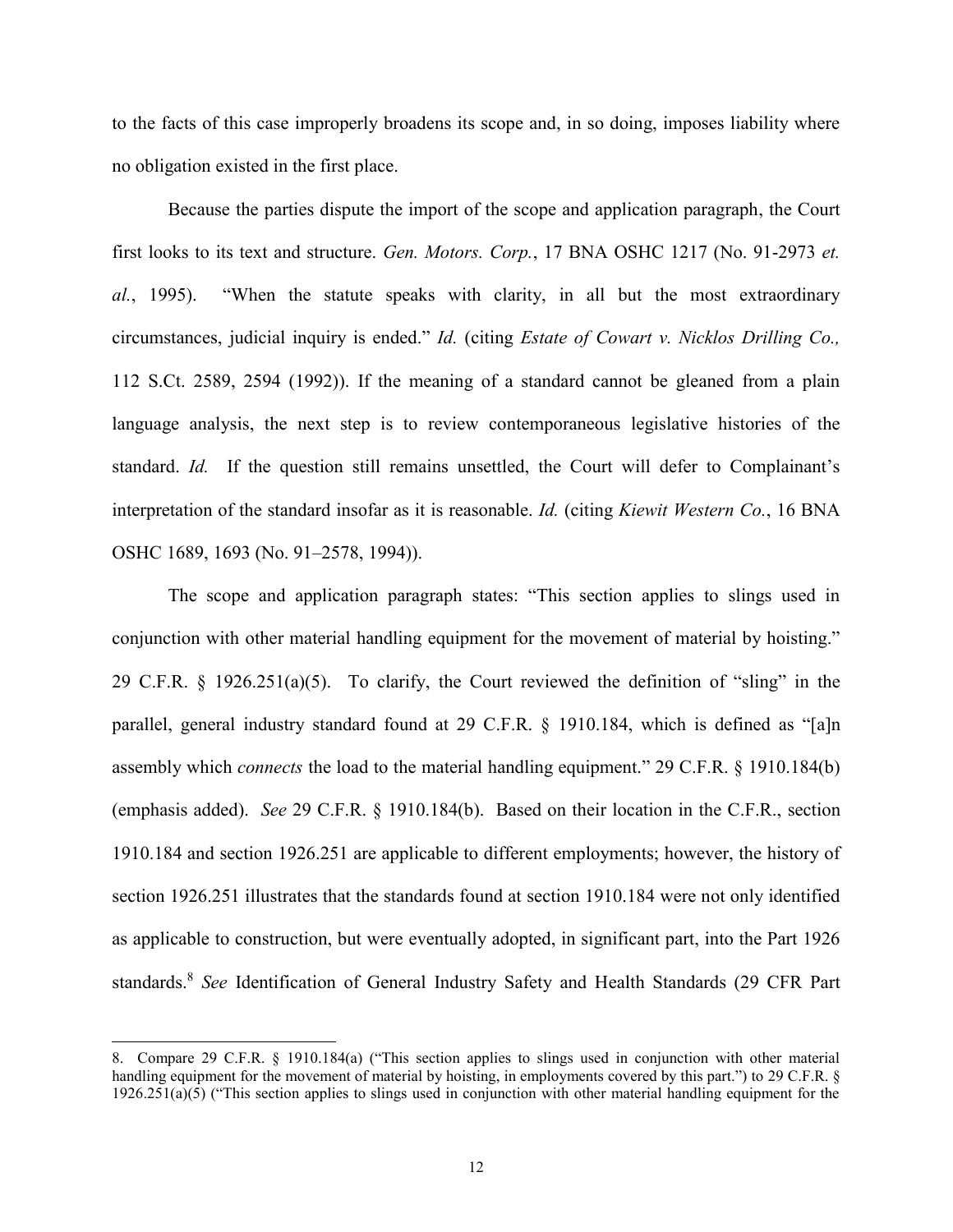to the facts of this case improperly broadens its scope and, in so doing, imposes liability where no obligation existed in the first place.

Because the parties dispute the import of the scope and application paragraph, the Court first looks to its text and structure. *Gen. Motors. Corp.*, 17 BNA OSHC 1217 (No. 91-2973 *et. al.*, 1995). "When the statute speaks with clarity, in all but the most extraordinary circumstances, judicial inquiry is ended." *Id.* (citing *Estate of Cowart v. Nicklos Drilling Co.,* 112 S.Ct. 2589, 2594 (1992)). If the meaning of a standard cannot be gleaned from a plain language analysis, the next step is to review contemporaneous legislative histories of the standard. *Id.* If the question still remains unsettled, the Court will defer to Complainant's interpretation of the standard insofar as it is reasonable. *Id.* (citing *Kiewit Western Co.*, 16 BNA OSHC 1689, 1693 (No. 91–2578, 1994)).

The scope and application paragraph states: "This section applies to slings used in conjunction with other material handling equipment for the movement of material by hoisting." 29 C.F.R. § 1926.251(a)(5). To clarify, the Court reviewed the definition of "sling" in the parallel, general industry standard found at 29 C.F.R. § 1910.184, which is defined as "[a]n assembly which *connects* the load to the material handling equipment." 29 C.F.R. § 1910.184(b) (emphasis added). *See* 29 C.F.R. § 1910.184(b). Based on their location in the C.F.R., section 1910.184 and section 1926.251 are applicable to different employments; however, the history of section 1926.251 illustrates that the standards found at section 1910.184 were not only identified as applicable to construction, but were eventually adopted, in significant part, into the Part 1926 standards.[8] *See* Identification of General Industry Safety and Health Standards (29 CFR Part

8. Compare 29 C.F.R. § 1910.184(a) ("This section applies to slings used in conjunction with other material handling equipment for the movement of material by hoisting, in employments covered by this part.") to 29 C.F.R. § 1926.251(a)(5) ("This section applies to slings used in conjunction with other material handling equipment for the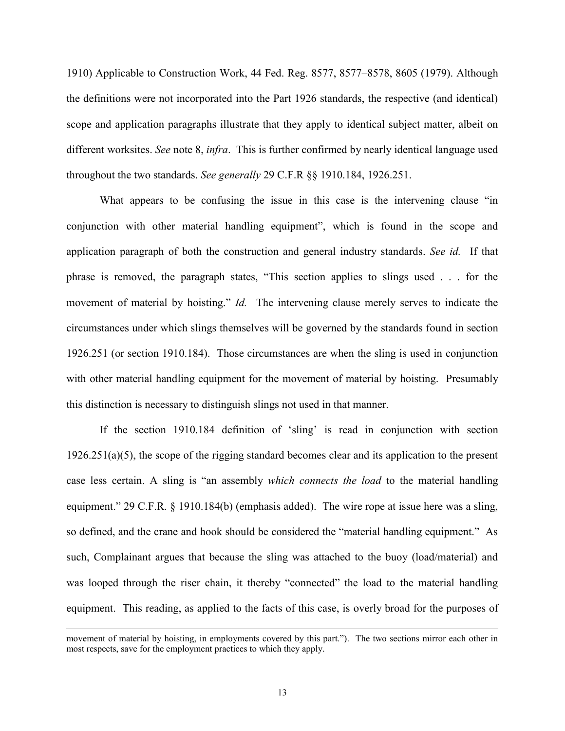1910) Applicable to Construction Work, 44 Fed. Reg. 8577, 8577–8578, 8605 (1979). Although the definitions were not incorporated into the Part 1926 standards, the respective (and identical) scope and application paragraphs illustrate that they apply to identical subject matter, albeit on different worksites. *See* note 8, *infra*. This is further confirmed by nearly identical language used throughout the two standards. *See generally* 29 C.F.R §§ 1910.184, 1926.251.

What appears to be confusing the issue in this case is the intervening clause "in conjunction with other material handling equipment", which is found in the scope and application paragraph of both the construction and general industry standards. *See id.* If that phrase is removed, the paragraph states, "This section applies to slings used . . . for the movement of material by hoisting." *Id.* The intervening clause merely serves to indicate the circumstances under which slings themselves will be governed by the standards found in section 1926.251 (or section 1910.184). Those circumstances are when the sling is used in conjunction with other material handling equipment for the movement of material by hoisting. Presumably this distinction is necessary to distinguish slings not used in that manner.

If the section 1910.184 definition of 'sling' is read in conjunction with section 1926.251(a)(5), the scope of the rigging standard becomes clear and its application to the present case less certain. A sling is "an assembly *which connects the load* to the material handling equipment." 29 C.F.R. § 1910.184(b) (emphasis added). The wire rope at issue here was a sling, so defined, and the crane and hook should be considered the "material handling equipment." As such, Complainant argues that because the sling was attached to the buoy (load/material) and was looped through the riser chain, it thereby "connected" the load to the material handling equipment. This reading, as applied to the facts of this case, is overly broad for the purposes of

---

movement of material by hoisting, in employments covered by this part."). The two sections mirror each other in most respects, save for the employment practices to which they apply.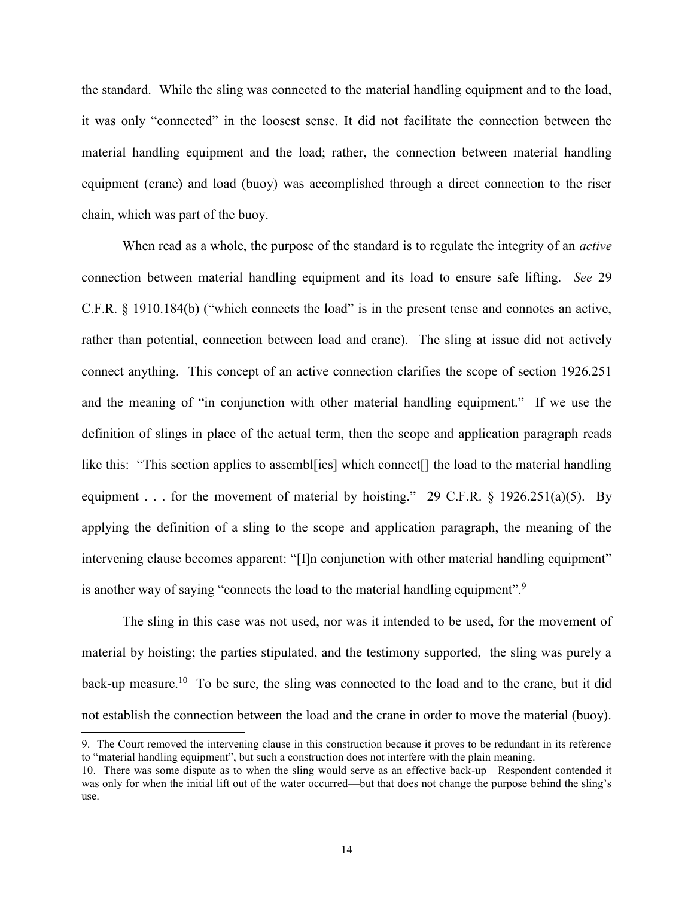the standard. While the sling was connected to the material handling equipment and to the load, it was only "connected" in the loosest sense. It did not facilitate the connection between the material handling equipment and the load; rather, the connection between material handling equipment (crane) and load (buoy) was accomplished through a direct connection to the riser chain, which was part of the buoy.

When read as a whole, the purpose of the standard is to regulate the integrity of an *active* connection between material handling equipment and its load to ensure safe lifting. *See* 29 C.F.R. § 1910.184(b) ("which connects the load" is in the present tense and connotes an active, rather than potential, connection between load and crane). The sling at issue did not actively connect anything. This concept of an active connection clarifies the scope of section 1926.251 and the meaning of "in conjunction with other material handling equipment." If we use the definition of slings in place of the actual term, then the scope and application paragraph reads like this: "This section applies to assembl[ies] which connect[] the load to the material handling equipment . . . for the movement of material by hoisting." 29 C.F.R. § 1926.251(a)(5). By applying the definition of a sling to the scope and application paragraph, the meaning of the intervening clause becomes apparent: "[I]n conjunction with other material handling equipment" is another way of saying "connects the load to the material handling equipment".[9]

The sling in this case was not used, nor was it intended to be used, for the movement of material by hoisting; the parties stipulated, and the testimony supported, the sling was purely a back-up measure.[10] To be sure, the sling was connected to the load and to the crane, but it did not establish the connection between the load and the crane in order to move the material (buoy).

9. The Court removed the intervening clause in this construction because it proves to be redundant in its reference to "material handling equipment", but such a construction does not interfere with the plain meaning.

10. There was some dispute as to when the sling would serve as an effective back-up—Respondent contended it was only for when the initial lift out of the water occurred—but that does not change the purpose behind the sling's use.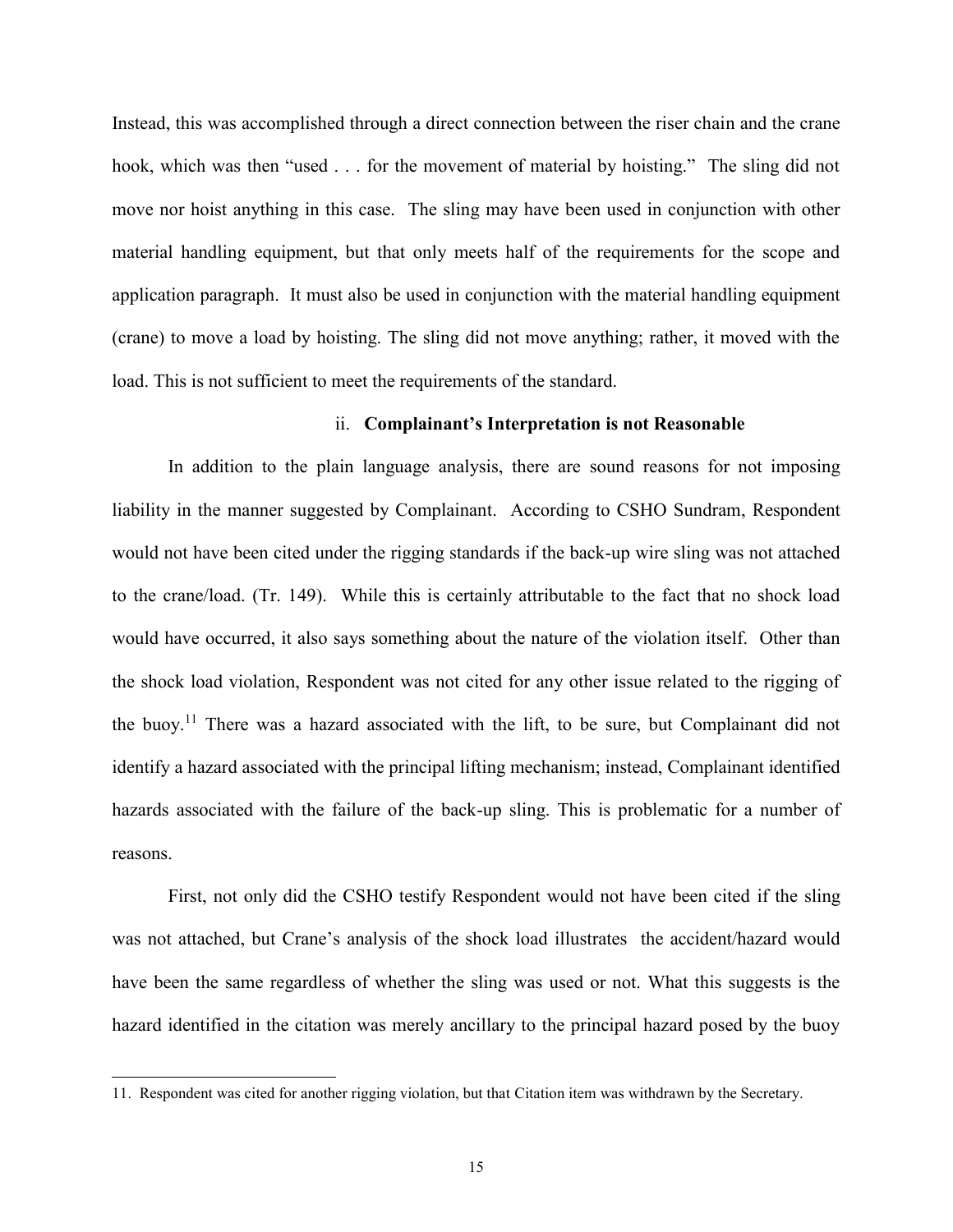Instead, this was accomplished through a direct connection between the riser chain and the crane hook, which was then "used . . . for the movement of material by hoisting." The sling did not move nor hoist anything in this case. The sling may have been used in conjunction with other material handling equipment, but that only meets half of the requirements for the scope and application paragraph. It must also be used in conjunction with the material handling equipment (crane) to move a load by hoisting. The sling did not move anything; rather, it moved with the load. This is not sufficient to meet the requirements of the standard.

ii. **Complainant's Interpretation is not Reasonable**

In addition to the plain language analysis, there are sound reasons for not imposing liability in the manner suggested by Complainant. According to CSHO Sundram, Respondent would not have been cited under the rigging standards if the back-up wire sling was not attached to the crane/load. (Tr. 149). While this is certainly attributable to the fact that no shock load would have occurred, it also says something about the nature of the violation itself. Other than the shock load violation, Respondent was not cited for any other issue related to the rigging of the buoy.[11] There was a hazard associated with the lift, to be sure, but Complainant did not identify a hazard associated with the principal lifting mechanism; instead, Complainant identified hazards associated with the failure of the back-up sling. This is problematic for a number of reasons.

First, not only did the CSHO testify Respondent would not have been cited if the sling was not attached, but Crane's analysis of the shock load illustrates the accident/hazard would have been the same regardless of whether the sling was used or not. What this suggests is the hazard identified in the citation was merely ancillary to the principal hazard posed by the buoy

11. Respondent was cited for another rigging violation, but that Citation item was withdrawn by the Secretary.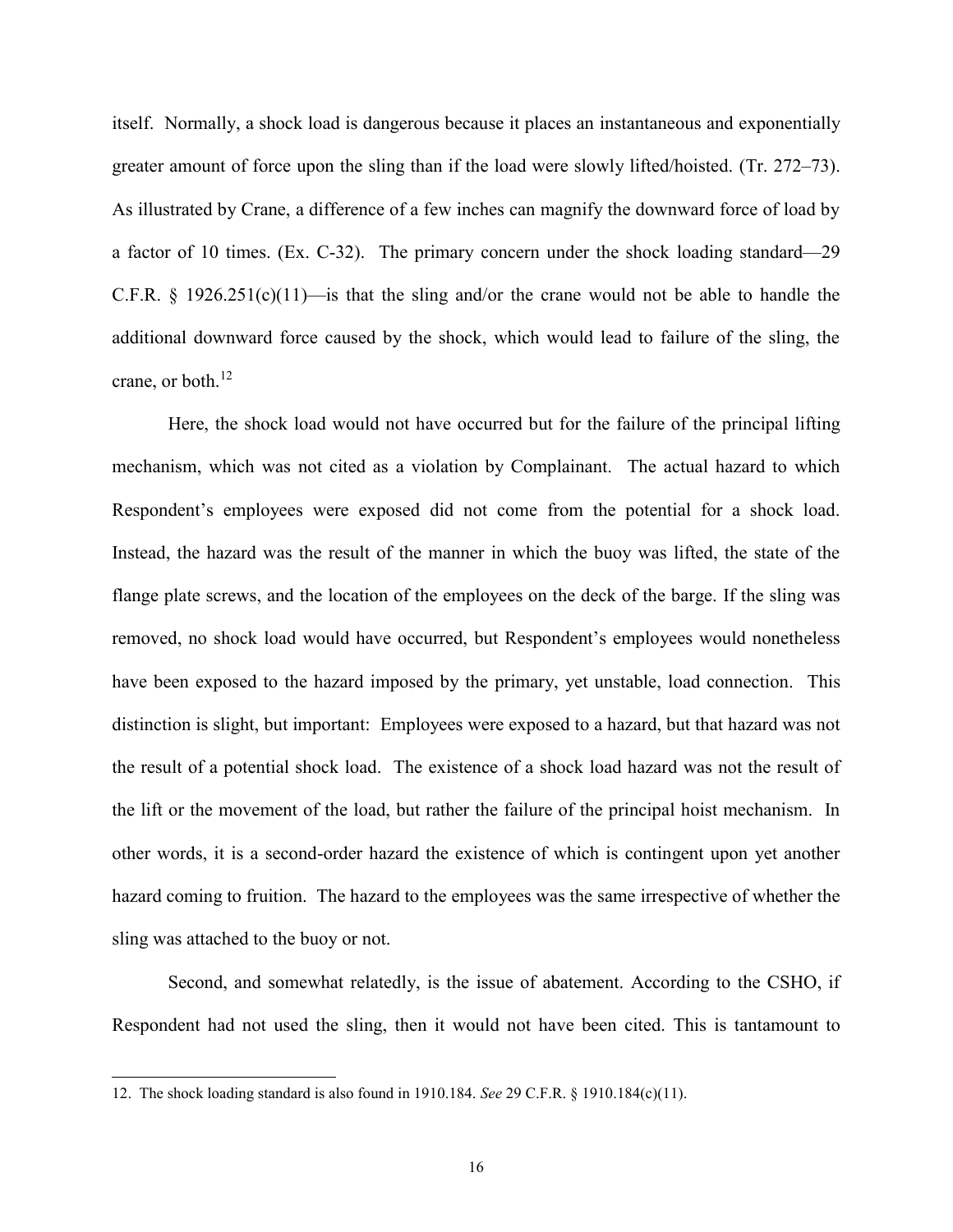itself. Normally, a shock load is dangerous because it places an instantaneous and exponentially greater amount of force upon the sling than if the load were slowly lifted/hoisted. (Tr. 272–73). As illustrated by Crane, a difference of a few inches can magnify the downward force of load by a factor of 10 times. (Ex. C-32). The primary concern under the shock loading standard—29 C.F.R. § 1926.251(c)(11)—is that the sling and/or the crane would not be able to handle the additional downward force caused by the shock, which would lead to failure of the sling, the crane, or both.[12]

Here, the shock load would not have occurred but for the failure of the principal lifting mechanism, which was not cited as a violation by Complainant. The actual hazard to which Respondent's employees were exposed did not come from the potential for a shock load. Instead, the hazard was the result of the manner in which the buoy was lifted, the state of the flange plate screws, and the location of the employees on the deck of the barge. If the sling was removed, no shock load would have occurred, but Respondent's employees would nonetheless have been exposed to the hazard imposed by the primary, yet unstable, load connection. This distinction is slight, but important: Employees were exposed to a hazard, but that hazard was not the result of a potential shock load. The existence of a shock load hazard was not the result of the lift or the movement of the load, but rather the failure of the principal hoist mechanism. In other words, it is a second-order hazard the existence of which is contingent upon yet another hazard coming to fruition. The hazard to the employees was the same irrespective of whether the sling was attached to the buoy or not.

Second, and somewhat relatedly, is the issue of abatement. According to the CSHO, if Respondent had not used the sling, then it would not have been cited. This is tantamount to

---

12. The shock loading standard is also found in 1910.184. *See* 29 C.F.R. § 1910.184(c)(11).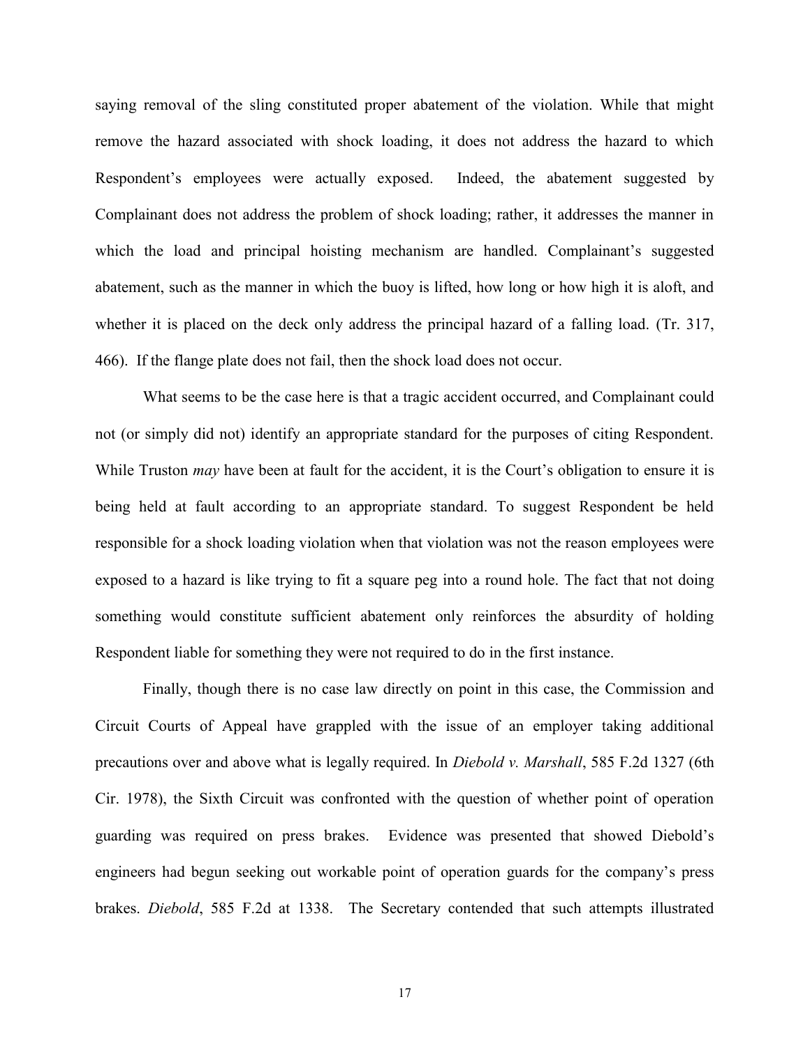saying removal of the sling constituted proper abatement of the violation. While that might remove the hazard associated with shock loading, it does not address the hazard to which Respondent's employees were actually exposed. Indeed, the abatement suggested by Complainant does not address the problem of shock loading; rather, it addresses the manner in which the load and principal hoisting mechanism are handled. Complainant's suggested abatement, such as the manner in which the buoy is lifted, how long or how high it is aloft, and whether it is placed on the deck only address the principal hazard of a falling load. (Tr. 317, 466). If the flange plate does not fail, then the shock load does not occur.

What seems to be the case here is that a tragic accident occurred, and Complainant could not (or simply did not) identify an appropriate standard for the purposes of citing Respondent. While Truston *may* have been at fault for the accident, it is the Court's obligation to ensure it is being held at fault according to an appropriate standard. To suggest Respondent be held responsible for a shock loading violation when that violation was not the reason employees were exposed to a hazard is like trying to fit a square peg into a round hole. The fact that not doing something would constitute sufficient abatement only reinforces the absurdity of holding Respondent liable for something they were not required to do in the first instance.

Finally, though there is no case law directly on point in this case, the Commission and Circuit Courts of Appeal have grappled with the issue of an employer taking additional precautions over and above what is legally required. In *Diebold v. Marshall*, 585 F.2d 1327 (6th Cir. 1978), the Sixth Circuit was confronted with the question of whether point of operation guarding was required on press brakes. Evidence was presented that showed Diebold's engineers had begun seeking out workable point of operation guards for the company's press brakes. *Diebold*, 585 F.2d at 1338. The Secretary contended that such attempts illustrated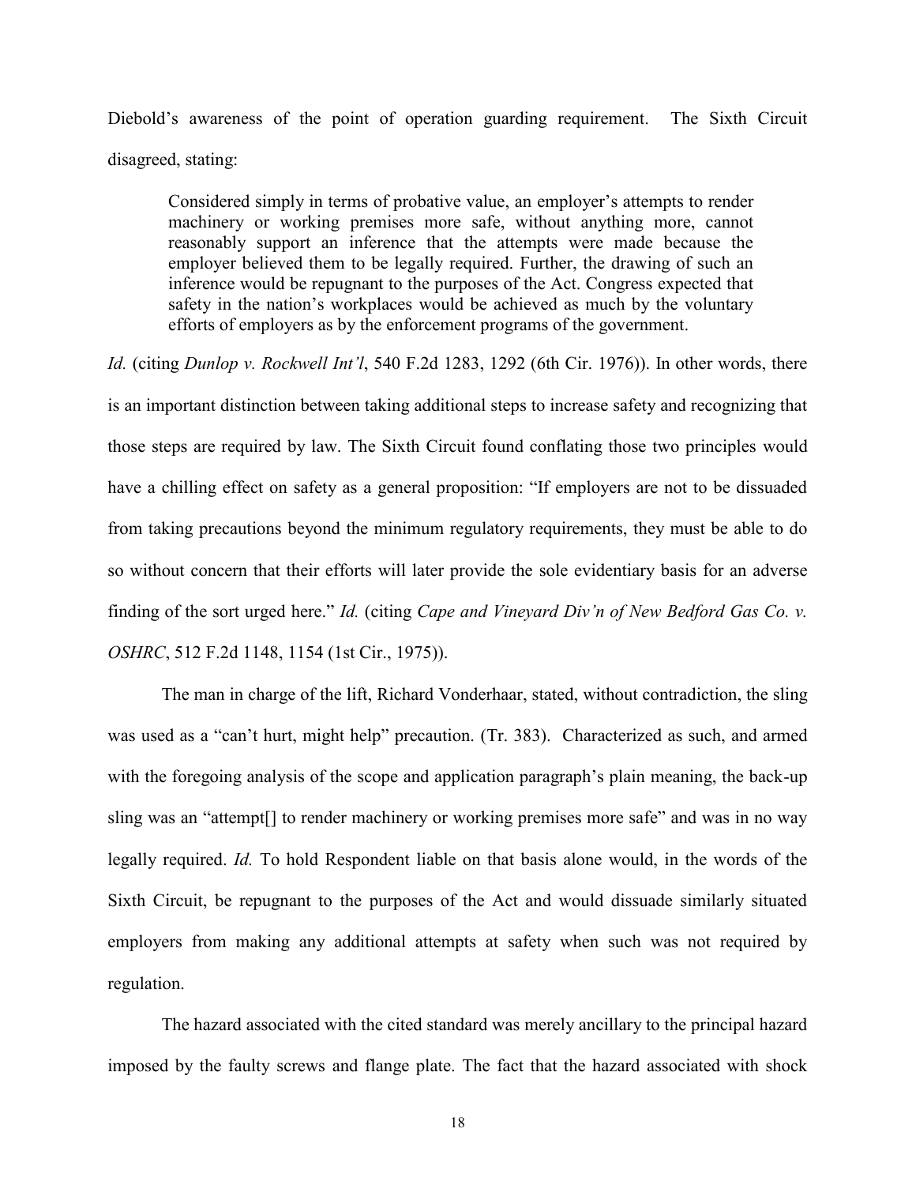Diebold's awareness of the point of operation guarding requirement. The Sixth Circuit disagreed, stating:

> Considered simply in terms of probative value, an employer's attempts to render machinery or working premises more safe, without anything more, cannot reasonably support an inference that the attempts were made because the employer believed them to be legally required. Further, the drawing of such an inference would be repugnant to the purposes of the Act. Congress expected that safety in the nation's workplaces would be achieved as much by the voluntary efforts of employers as by the enforcement programs of the government.

*Id.* (citing *Dunlop v. Rockwell Int'l*, 540 F.2d 1283, 1292 (6th Cir. 1976)). In other words, there is an important distinction between taking additional steps to increase safety and recognizing that those steps are required by law. The Sixth Circuit found conflating those two principles would have a chilling effect on safety as a general proposition: "If employers are not to be dissuaded from taking precautions beyond the minimum regulatory requirements, they must be able to do so without concern that their efforts will later provide the sole evidentiary basis for an adverse finding of the sort urged here." *Id.* (citing *Cape and Vineyard Div'n of New Bedford Gas Co. v. OSHRC*, 512 F.2d 1148, 1154 (1st Cir., 1975)).

The man in charge of the lift, Richard Vonderhaar, stated, without contradiction, the sling was used as a "can't hurt, might help" precaution. (Tr. 383). Characterized as such, and armed with the foregoing analysis of the scope and application paragraph's plain meaning, the back-up sling was an "attempt[] to render machinery or working premises more safe" and was in no way legally required. *Id.* To hold Respondent liable on that basis alone would, in the words of the Sixth Circuit, be repugnant to the purposes of the Act and would dissuade similarly situated employers from making any additional attempts at safety when such was not required by regulation.

The hazard associated with the cited standard was merely ancillary to the principal hazard imposed by the faulty screws and flange plate. The fact that the hazard associated with shock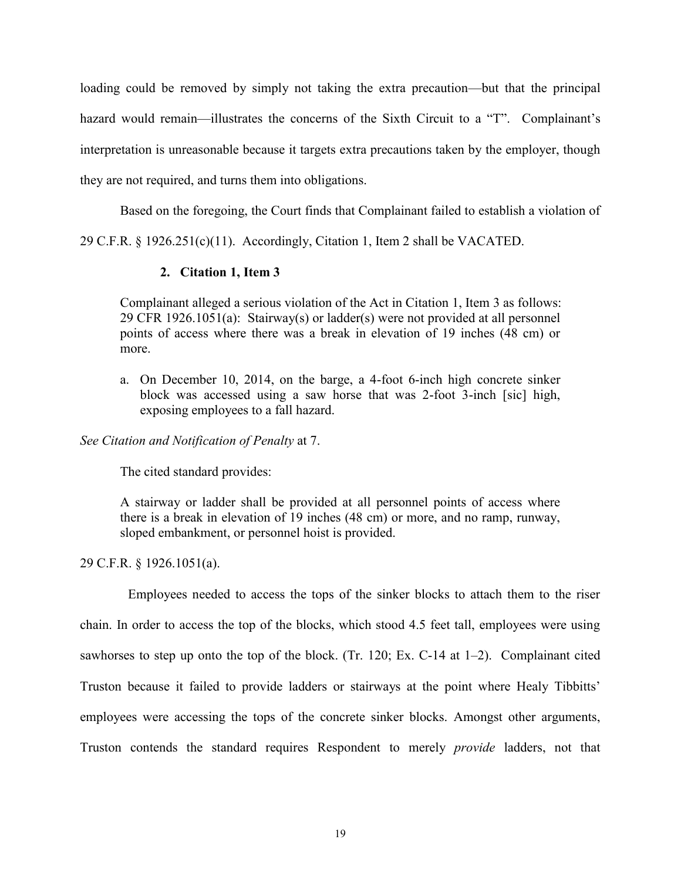loading could be removed by simply not taking the extra precaution—but that the principal hazard would remain—illustrates the concerns of the Sixth Circuit to a "T". Complainant's interpretation is unreasonable because it targets extra precautions taken by the employer, though they are not required, and turns them into obligations.

Based on the foregoing, the Court finds that Complainant failed to establish a violation of 29 C.F.R. § 1926.251(c)(11). Accordingly, Citation 1, Item 2 shall be VACATED.

### 2. Citation 1, Item 3

> Complainant alleged a serious violation of the Act in Citation 1, Item 3 as follows: 29 CFR 1926.1051(a): Stairway(s) or ladder(s) were not provided at all personnel points of access where there was a break in elevation of 19 inches (48 cm) or more.
>
> a. On December 10, 2014, on the barge, a 4-foot 6-inch high concrete sinker block was accessed using a saw horse that was 2-foot 3-inch [sic] high, exposing employees to a fall hazard.

*See Citation and Notification of Penalty* at 7.

The cited standard provides:

> A stairway or ladder shall be provided at all personnel points of access where there is a break in elevation of 19 inches (48 cm) or more, and no ramp, runway, sloped embankment, or personnel hoist is provided.

29 C.F.R. § 1926.1051(a).

Employees needed to access the tops of the sinker blocks to attach them to the riser chain. In order to access the top of the blocks, which stood 4.5 feet tall, employees were using sawhorses to step up onto the top of the block. (Tr. 120; Ex. C-14 at 1–2). Complainant cited Truston because it failed to provide ladders or stairways at the point where Healy Tibbitts' employees were accessing the tops of the concrete sinker blocks. Amongst other arguments, Truston contends the standard requires Respondent to merely *provide* ladders, not that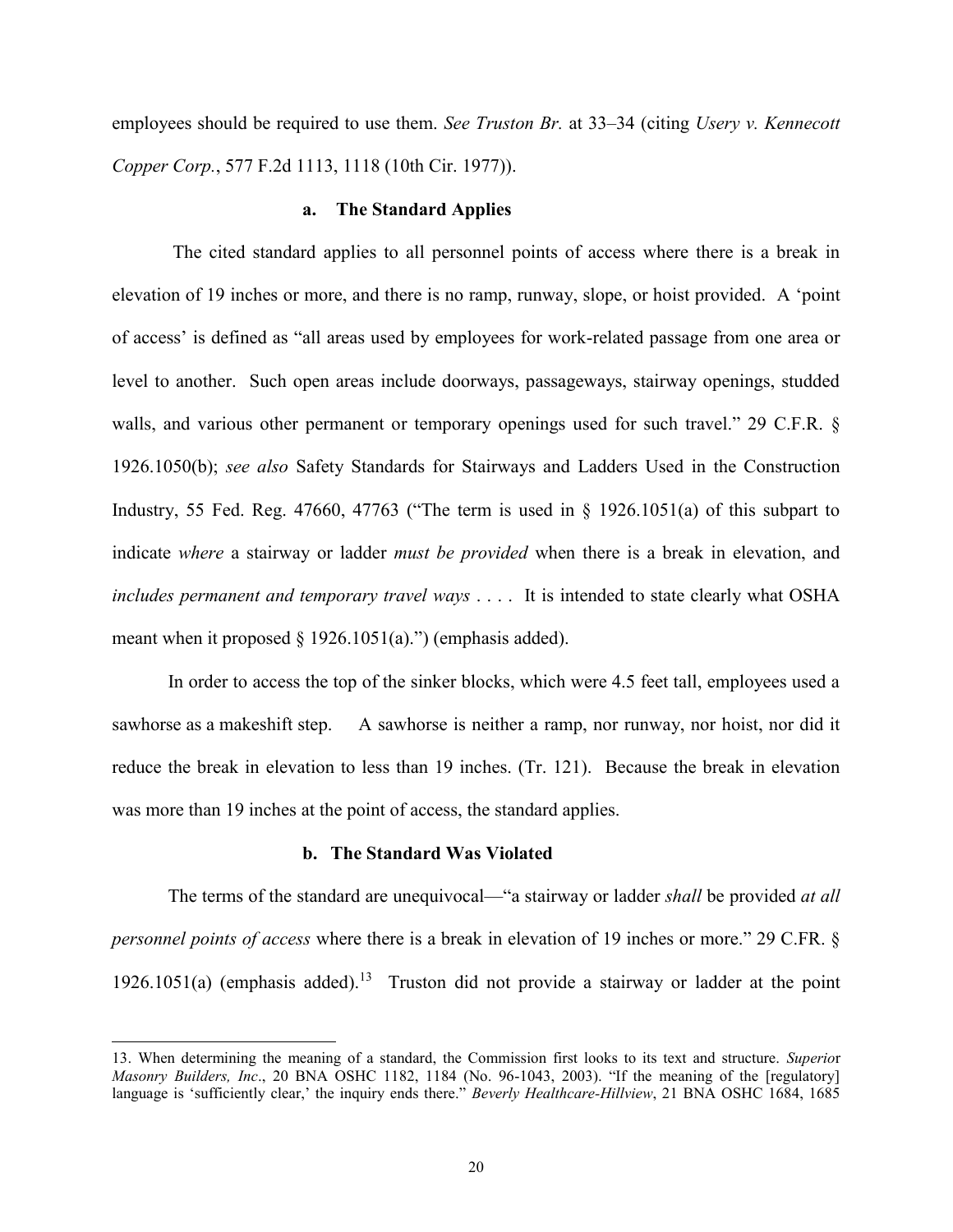employees should be required to use them. *See Truston Br.* at 33–34 (citing *Usery v. Kennecott Copper Corp.*, 577 F.2d 1113, 1118 (10th Cir. 1977)).

### a. The Standard Applies

The cited standard applies to all personnel points of access where there is a break in elevation of 19 inches or more, and there is no ramp, runway, slope, or hoist provided. A 'point of access' is defined as "all areas used by employees for work-related passage from one area or level to another. Such open areas include doorways, passageways, stairway openings, studded walls, and various other permanent or temporary openings used for such travel." 29 C.F.R. § 1926.1050(b); *see also* Safety Standards for Stairways and Ladders Used in the Construction Industry, 55 Fed. Reg. 47660, 47763 ("The term is used in § 1926.1051(a) of this subpart to indicate *where* a stairway or ladder *must be provided* when there is a break in elevation, and *includes permanent and temporary travel ways* . . . . It is intended to state clearly what OSHA meant when it proposed § 1926.1051(a).") (emphasis added).

In order to access the top of the sinker blocks, which were 4.5 feet tall, employees used a sawhorse as a makeshift step. A sawhorse is neither a ramp, nor runway, nor hoist, nor did it reduce the break in elevation to less than 19 inches. (Tr. 121). Because the break in elevation was more than 19 inches at the point of access, the standard applies.

### b. The Standard Was Violated

The terms of the standard are unequivocal—"a stairway or ladder *shall* be provided *at all personnel points of access* where there is a break in elevation of 19 inches or more." 29 C.FR. § 1926.1051(a) (emphasis added).[13] Truston did not provide a stairway or ladder at the point

---

13. When determining the meaning of a standard, the Commission first looks to its text and structure. *Superior Masonry Builders, Inc*., 20 BNA OSHC 1182, 1184 (No. 96-1043, 2003). "If the meaning of the [regulatory] language is 'sufficiently clear,' the inquiry ends there." *Beverly Healthcare-Hillview*, 21 BNA OSHC 1684, 1685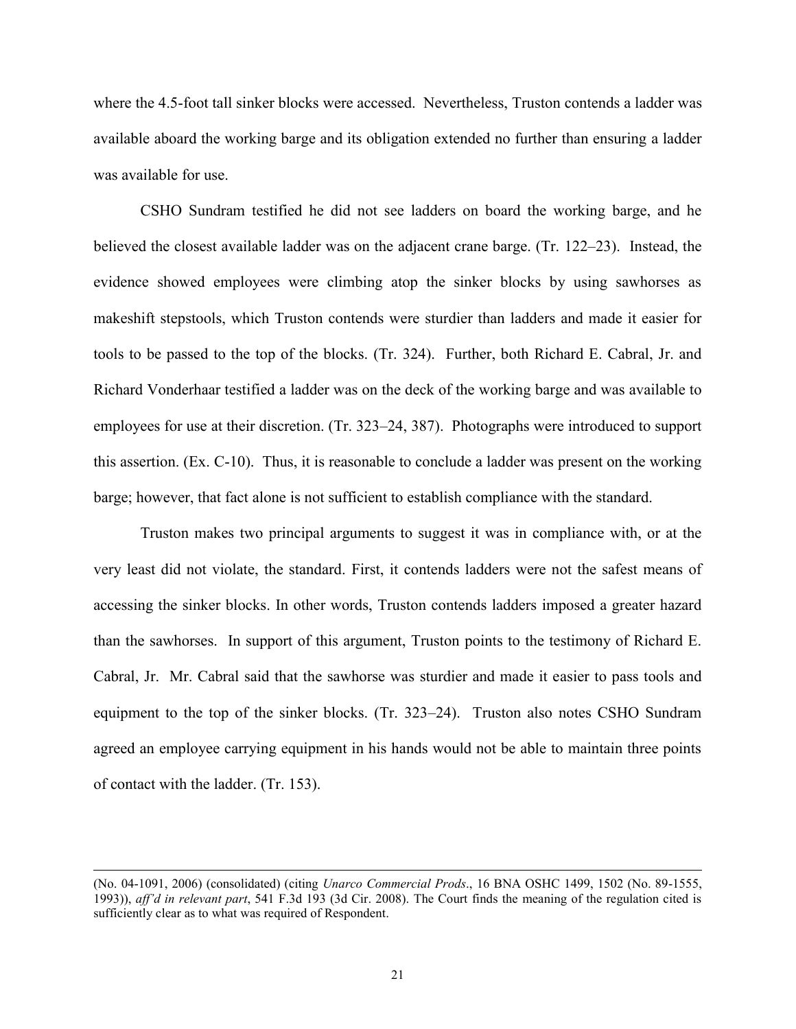where the 4.5-foot tall sinker blocks were accessed. Nevertheless, Truston contends a ladder was available aboard the working barge and its obligation extended no further than ensuring a ladder was available for use.

CSHO Sundram testified he did not see ladders on board the working barge, and he believed the closest available ladder was on the adjacent crane barge. (Tr. 122–23). Instead, the evidence showed employees were climbing atop the sinker blocks by using sawhorses as makeshift stepstools, which Truston contends were sturdier than ladders and made it easier for tools to be passed to the top of the blocks. (Tr. 324). Further, both Richard E. Cabral, Jr. and Richard Vonderhaar testified a ladder was on the deck of the working barge and was available to employees for use at their discretion. (Tr. 323–24, 387). Photographs were introduced to support this assertion. (Ex. C-10). Thus, it is reasonable to conclude a ladder was present on the working barge; however, that fact alone is not sufficient to establish compliance with the standard.

Truston makes two principal arguments to suggest it was in compliance with, or at the very least did not violate, the standard. First, it contends ladders were not the safest means of accessing the sinker blocks. In other words, Truston contends ladders imposed a greater hazard than the sawhorses. In support of this argument, Truston points to the testimony of Richard E. Cabral, Jr. Mr. Cabral said that the sawhorse was sturdier and made it easier to pass tools and equipment to the top of the sinker blocks. (Tr. 323–24). Truston also notes CSHO Sundram agreed an employee carrying equipment in his hands would not be able to maintain three points of contact with the ladder. (Tr. 153).

---

(No. 04-1091, 2006) (consolidated) (citing *Unarco Commercial Prods*., 16 BNA OSHC 1499, 1502 (No. 89-1555, 1993)), *aff'd in relevant part*, 541 F.3d 193 (3d Cir. 2008). The Court finds the meaning of the regulation cited is sufficiently clear as to what was required of Respondent.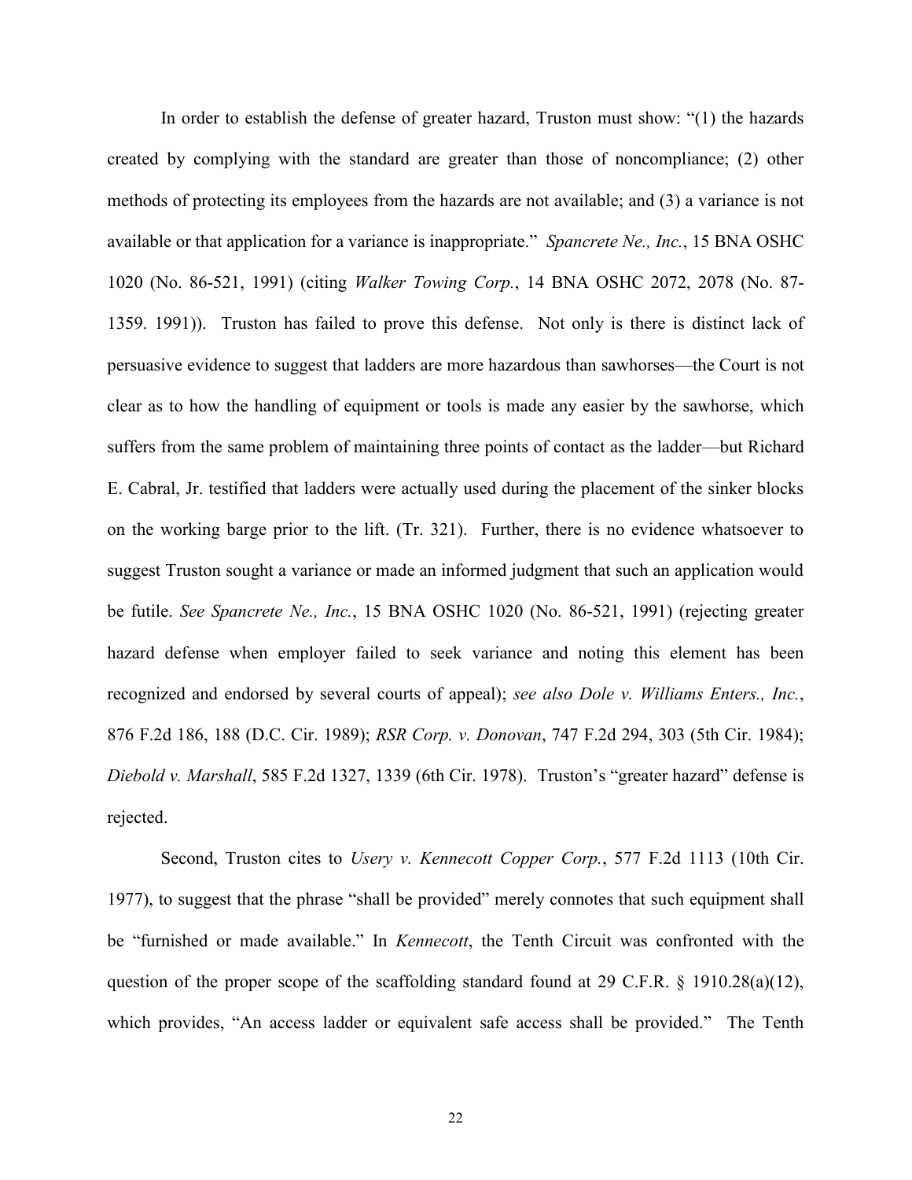In order to establish the defense of greater hazard, Truston must show: "(1) the hazards created by complying with the standard are greater than those of noncompliance; (2) other methods of protecting its employees from the hazards are not available; and (3) a variance is not available or that application for a variance is inappropriate." *Spancrete Ne., Inc.*, 15 BNA OSHC 1020 (No. 86-521, 1991) (citing *Walker Towing Corp.*, 14 BNA OSHC 2072, 2078 (No. 87-1359. 1991)). Truston has failed to prove this defense. Not only is there is distinct lack of persuasive evidence to suggest that ladders are more hazardous than sawhorses—the Court is not clear as to how the handling of equipment or tools is made any easier by the sawhorse, which suffers from the same problem of maintaining three points of contact as the ladder—but Richard E. Cabral, Jr. testified that ladders were actually used during the placement of the sinker blocks on the working barge prior to the lift. (Tr. 321). Further, there is no evidence whatsoever to suggest Truston sought a variance or made an informed judgment that such an application would be futile. *See Spancrete Ne., Inc.*, 15 BNA OSHC 1020 (No. 86-521, 1991) (rejecting greater hazard defense when employer failed to seek variance and noting this element has been recognized and endorsed by several courts of appeal); *see also Dole v. Williams Enters., Inc.*, 876 F.2d 186, 188 (D.C. Cir. 1989); *RSR Corp. v. Donovan*, 747 F.2d 294, 303 (5th Cir. 1984); *Diebold v. Marshall*, 585 F.2d 1327, 1339 (6th Cir. 1978). Truston's "greater hazard" defense is rejected.

Second, Truston cites to *Usery v. Kennecott Copper Corp.*, 577 F.2d 1113 (10th Cir. 1977), to suggest that the phrase "shall be provided" merely connotes that such equipment shall be "furnished or made available." In *Kennecott*, the Tenth Circuit was confronted with the question of the proper scope of the scaffolding standard found at 29 C.F.R. § 1910.28(a)(12), which provides, "An access ladder or equivalent safe access shall be provided." The Tenth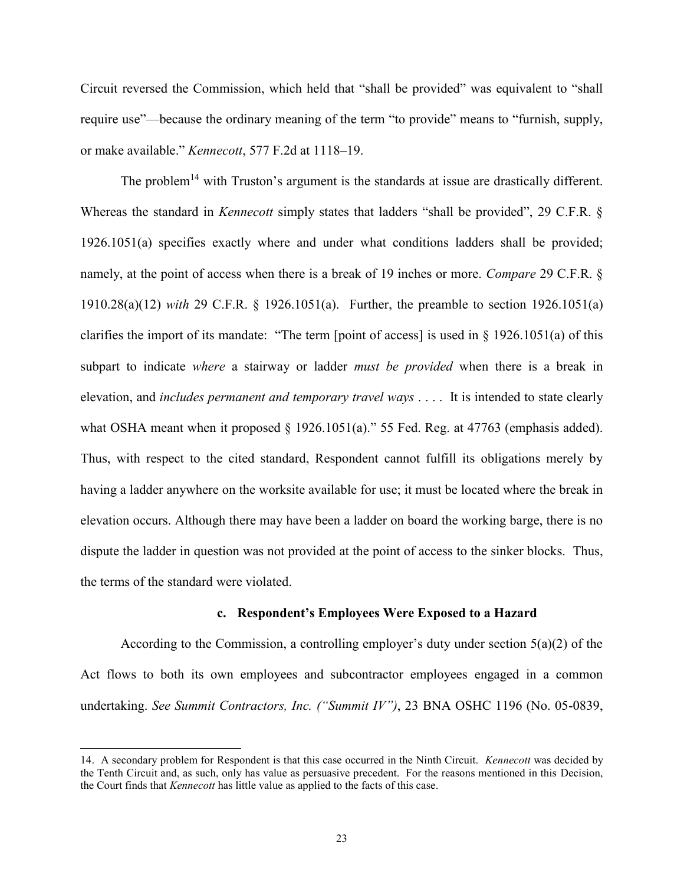Circuit reversed the Commission, which held that "shall be provided" was equivalent to "shall require use"—because the ordinary meaning of the term "to provide" means to "furnish, supply, or make available." *Kennecott*, 577 F.2d at 1118–19.

The problem[14] with Truston's argument is the standards at issue are drastically different. Whereas the standard in *Kennecott* simply states that ladders "shall be provided", 29 C.F.R. § 1926.1051(a) specifies exactly where and under what conditions ladders shall be provided; namely, at the point of access when there is a break of 19 inches or more. *Compare* 29 C.F.R. § 1910.28(a)(12) *with* 29 C.F.R. § 1926.1051(a). Further, the preamble to section 1926.1051(a) clarifies the import of its mandate: "The term [point of access] is used in § 1926.1051(a) of this subpart to indicate *where* a stairway or ladder *must be provided* when there is a break in elevation, and *includes permanent and temporary travel ways* . . . . It is intended to state clearly what OSHA meant when it proposed § 1926.1051(a)." 55 Fed. Reg. at 47763 (emphasis added). Thus, with respect to the cited standard, Respondent cannot fulfill its obligations merely by having a ladder anywhere on the worksite available for use; it must be located where the break in elevation occurs. Although there may have been a ladder on board the working barge, there is no dispute the ladder in question was not provided at the point of access to the sinker blocks. Thus, the terms of the standard were violated.

#### c. Respondent's Employees Were Exposed to a Hazard

According to the Commission, a controlling employer's duty under section 5(a)(2) of the Act flows to both its own employees and subcontractor employees engaged in a common undertaking. *See Summit Contractors, Inc. ("Summit IV")*, 23 BNA OSHC 1196 (No. 05-0839,

---

14. A secondary problem for Respondent is that this case occurred in the Ninth Circuit. *Kennecott* was decided by the Tenth Circuit and, as such, only has value as persuasive precedent. For the reasons mentioned in this Decision, the Court finds that *Kennecott* has little value as applied to the facts of this case.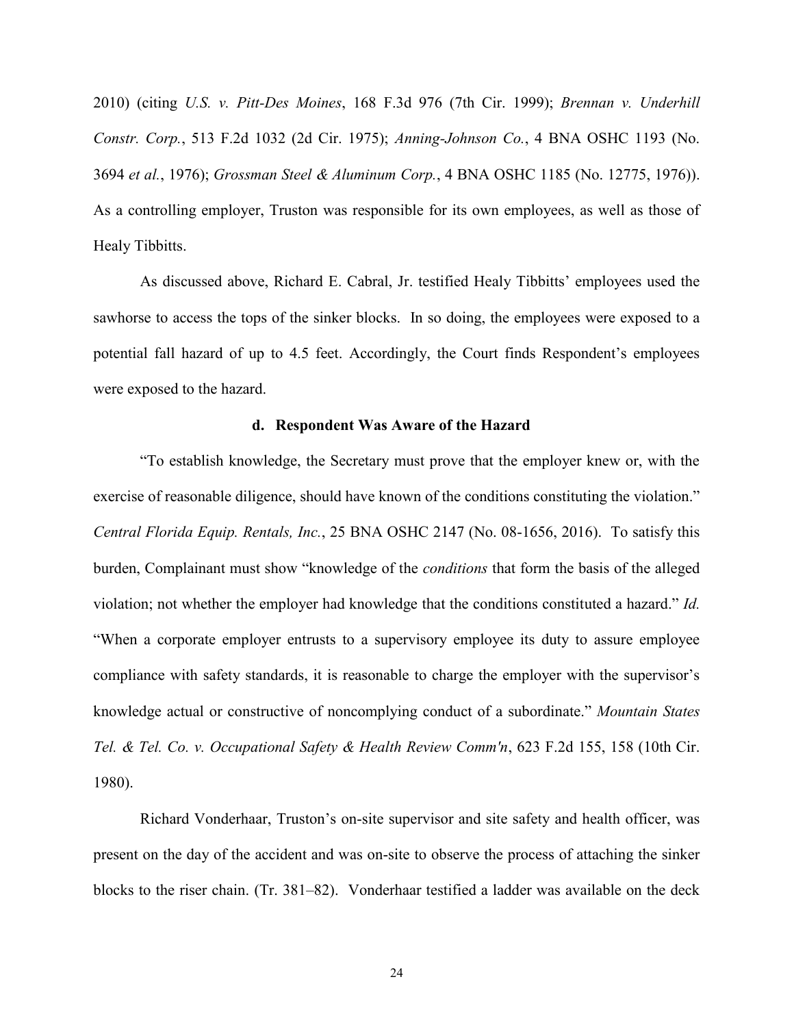2010) (citing *U.S. v. Pitt-Des Moines*, 168 F.3d 976 (7th Cir. 1999); *Brennan v. Underhill Constr. Corp.*, 513 F.2d 1032 (2d Cir. 1975); *Anning-Johnson Co.*, 4 BNA OSHC 1193 (No. 3694 *et al.*, 1976); *Grossman Steel & Aluminum Corp.*, 4 BNA OSHC 1185 (No. 12775, 1976)). As a controlling employer, Truston was responsible for its own employees, as well as those of Healy Tibbitts.

As discussed above, Richard E. Cabral, Jr. testified Healy Tibbitts' employees used the sawhorse to access the tops of the sinker blocks. In so doing, the employees were exposed to a potential fall hazard of up to 4.5 feet. Accordingly, the Court finds Respondent's employees were exposed to the hazard.

**d. Respondent Was Aware of the Hazard**

"To establish knowledge, the Secretary must prove that the employer knew or, with the exercise of reasonable diligence, should have known of the conditions constituting the violation." *Central Florida Equip. Rentals, Inc.*, 25 BNA OSHC 2147 (No. 08-1656, 2016). To satisfy this burden, Complainant must show "knowledge of the *conditions* that form the basis of the alleged violation; not whether the employer had knowledge that the conditions constituted a hazard." *Id.* "When a corporate employer entrusts to a supervisory employee its duty to assure employee compliance with safety standards, it is reasonable to charge the employer with the supervisor's knowledge actual or constructive of noncomplying conduct of a subordinate." *Mountain States Tel. & Tel. Co. v. Occupational Safety & Health Review Comm'n*, 623 F.2d 155, 158 (10th Cir. 1980).

Richard Vonderhaar, Truston's on-site supervisor and site safety and health officer, was present on the day of the accident and was on-site to observe the process of attaching the sinker blocks to the riser chain. (Tr. 381–82). Vonderhaar testified a ladder was available on the deck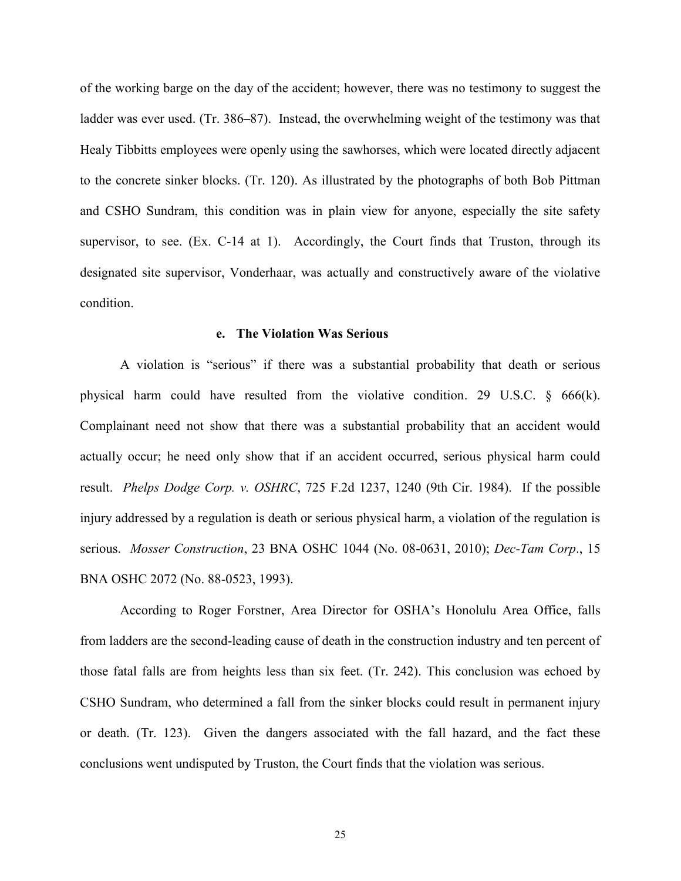of the working barge on the day of the accident; however, there was no testimony to suggest the ladder was ever used. (Tr. 386–87). Instead, the overwhelming weight of the testimony was that Healy Tibbitts employees were openly using the sawhorses, which were located directly adjacent to the concrete sinker blocks. (Tr. 120). As illustrated by the photographs of both Bob Pittman and CSHO Sundram, this condition was in plain view for anyone, especially the site safety supervisor, to see. (Ex. C-14 at 1). Accordingly, the Court finds that Truston, through its designated site supervisor, Vonderhaar, was actually and constructively aware of the violative condition.

#### e. The Violation Was Serious

A violation is "serious" if there was a substantial probability that death or serious physical harm could have resulted from the violative condition. 29 U.S.C. § 666(k). Complainant need not show that there was a substantial probability that an accident would actually occur; he need only show that if an accident occurred, serious physical harm could result. *Phelps Dodge Corp. v. OSHRC*, 725 F.2d 1237, 1240 (9th Cir. 1984). If the possible injury addressed by a regulation is death or serious physical harm, a violation of the regulation is serious. *Mosser Construction*, 23 BNA OSHC 1044 (No. 08-0631, 2010); *Dec-Tam Corp*., 15 BNA OSHC 2072 (No. 88-0523, 1993).

According to Roger Forstner, Area Director for OSHA's Honolulu Area Office, falls from ladders are the second-leading cause of death in the construction industry and ten percent of those fatal falls are from heights less than six feet. (Tr. 242). This conclusion was echoed by CSHO Sundram, who determined a fall from the sinker blocks could result in permanent injury or death. (Tr. 123). Given the dangers associated with the fall hazard, and the fact these conclusions went undisputed by Truston, the Court finds that the violation was serious.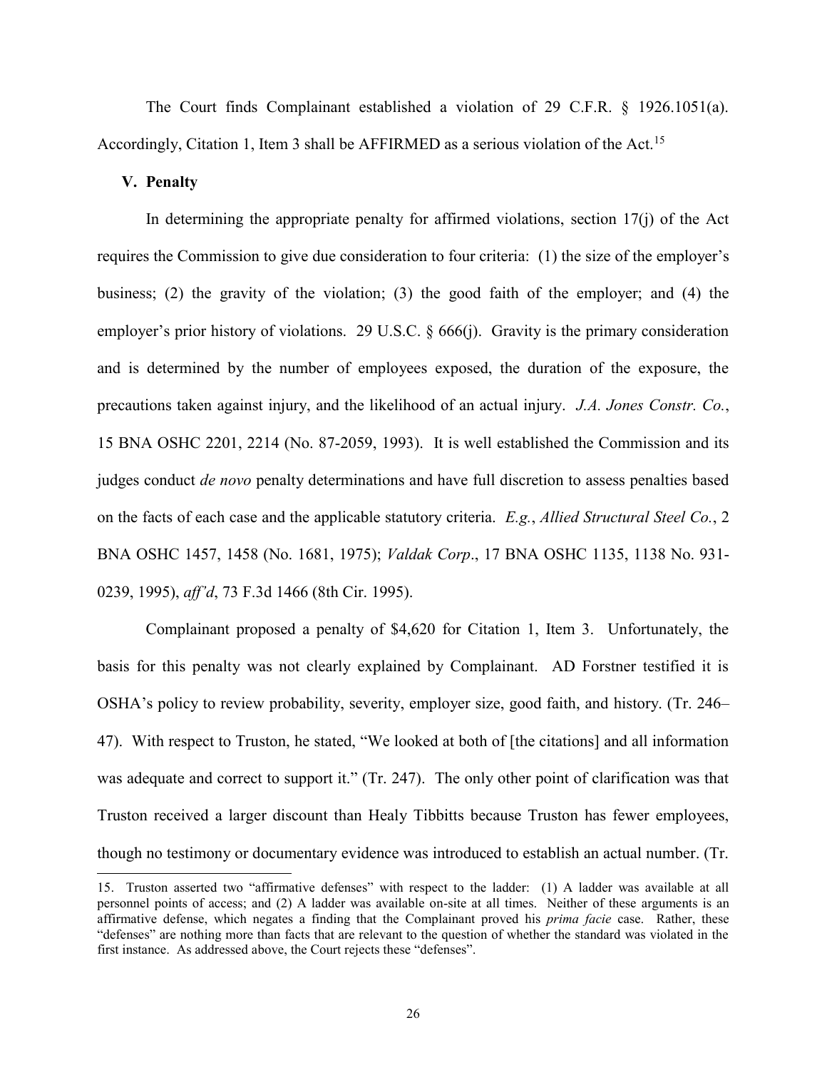The Court finds Complainant established a violation of 29 C.F.R. § 1926.1051(a). Accordingly, Citation 1, Item 3 shall be AFFIRMED as a serious violation of the Act.[15]

## V. Penalty

In determining the appropriate penalty for affirmed violations, section 17(j) of the Act requires the Commission to give due consideration to four criteria: (1) the size of the employer's business; (2) the gravity of the violation; (3) the good faith of the employer; and (4) the employer's prior history of violations. 29 U.S.C. § 666(j). Gravity is the primary consideration and is determined by the number of employees exposed, the duration of the exposure, the precautions taken against injury, and the likelihood of an actual injury. *J.A. Jones Constr. Co.*, 15 BNA OSHC 2201, 2214 (No. 87-2059, 1993). It is well established the Commission and its judges conduct *de novo* penalty determinations and have full discretion to assess penalties based on the facts of each case and the applicable statutory criteria. *E.g.*, *Allied Structural Steel Co.*, 2 BNA OSHC 1457, 1458 (No. 1681, 1975); *Valdak Corp*., 17 BNA OSHC 1135, 1138 No. 931-0239, 1995), *aff'd*, 73 F.3d 1466 (8th Cir. 1995).

Complainant proposed a penalty of $4,620 for Citation 1, Item 3. Unfortunately, the basis for this penalty was not clearly explained by Complainant. AD Forstner testified it is OSHA's policy to review probability, severity, employer size, good faith, and history. (Tr. 246–47). With respect to Truston, he stated, "We looked at both of [the citations] and all information was adequate and correct to support it." (Tr. 247). The only other point of clarification was that Truston received a larger discount than Healy Tibbitts because Truston has fewer employees, though no testimony or documentary evidence was introduced to establish an actual number. (Tr.

---

15. Truston asserted two "affirmative defenses" with respect to the ladder: (1) A ladder was available at all personnel points of access; and (2) A ladder was available on-site at all times. Neither of these arguments is an affirmative defense, which negates a finding that the Complainant proved his *prima facie* case. Rather, these "defenses" are nothing more than facts that are relevant to the question of whether the standard was violated in the first instance. As addressed above, the Court rejects these "defenses".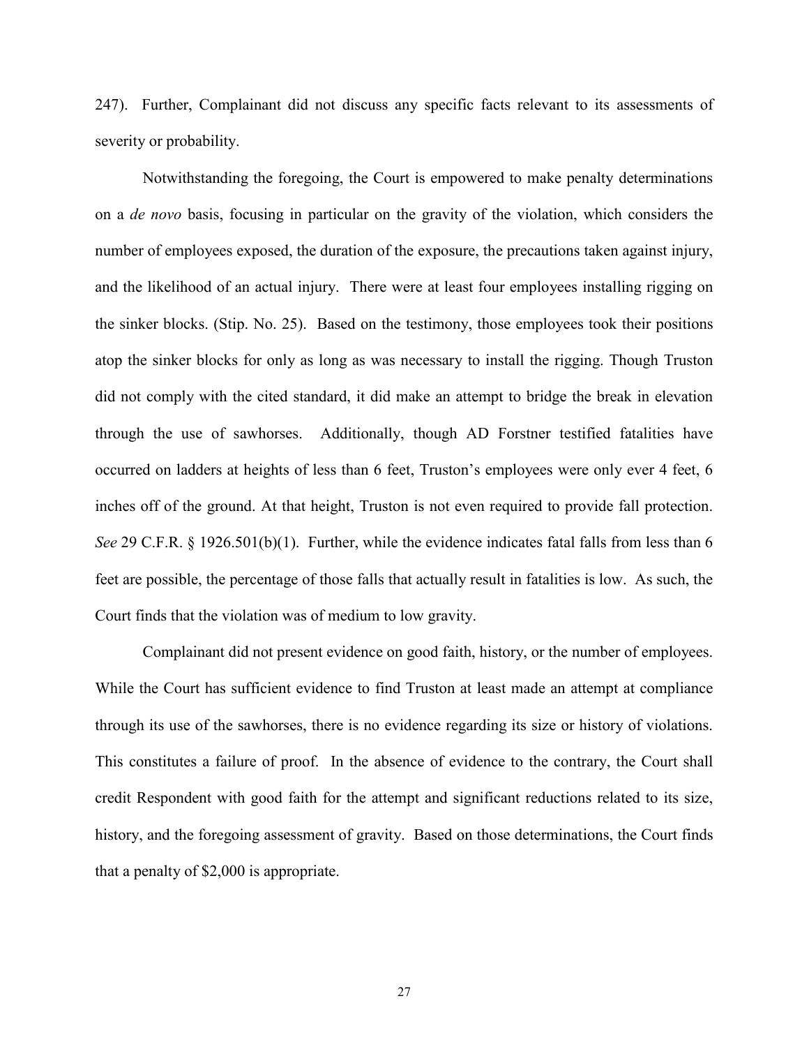247). Further, Complainant did not discuss any specific facts relevant to its assessments of severity or probability.

Notwithstanding the foregoing, the Court is empowered to make penalty determinations on a *de novo* basis, focusing in particular on the gravity of the violation, which considers the number of employees exposed, the duration of the exposure, the precautions taken against injury, and the likelihood of an actual injury. There were at least four employees installing rigging on the sinker blocks. (Stip. No. 25). Based on the testimony, those employees took their positions atop the sinker blocks for only as long as was necessary to install the rigging. Though Truston did not comply with the cited standard, it did make an attempt to bridge the break in elevation through the use of sawhorses. Additionally, though AD Forstner testified fatalities have occurred on ladders at heights of less than 6 feet, Truston's employees were only ever 4 feet, 6 inches off of the ground. At that height, Truston is not even required to provide fall protection. *See* 29 C.F.R. § 1926.501(b)(1). Further, while the evidence indicates fatal falls from less than 6 feet are possible, the percentage of those falls that actually result in fatalities is low. As such, the Court finds that the violation was of medium to low gravity.

Complainant did not present evidence on good faith, history, or the number of employees. While the Court has sufficient evidence to find Truston at least made an attempt at compliance through its use of the sawhorses, there is no evidence regarding its size or history of violations. This constitutes a failure of proof. In the absence of evidence to the contrary, the Court shall credit Respondent with good faith for the attempt and significant reductions related to its size, history, and the foregoing assessment of gravity. Based on those determinations, the Court finds that a penalty of $2,000 is appropriate.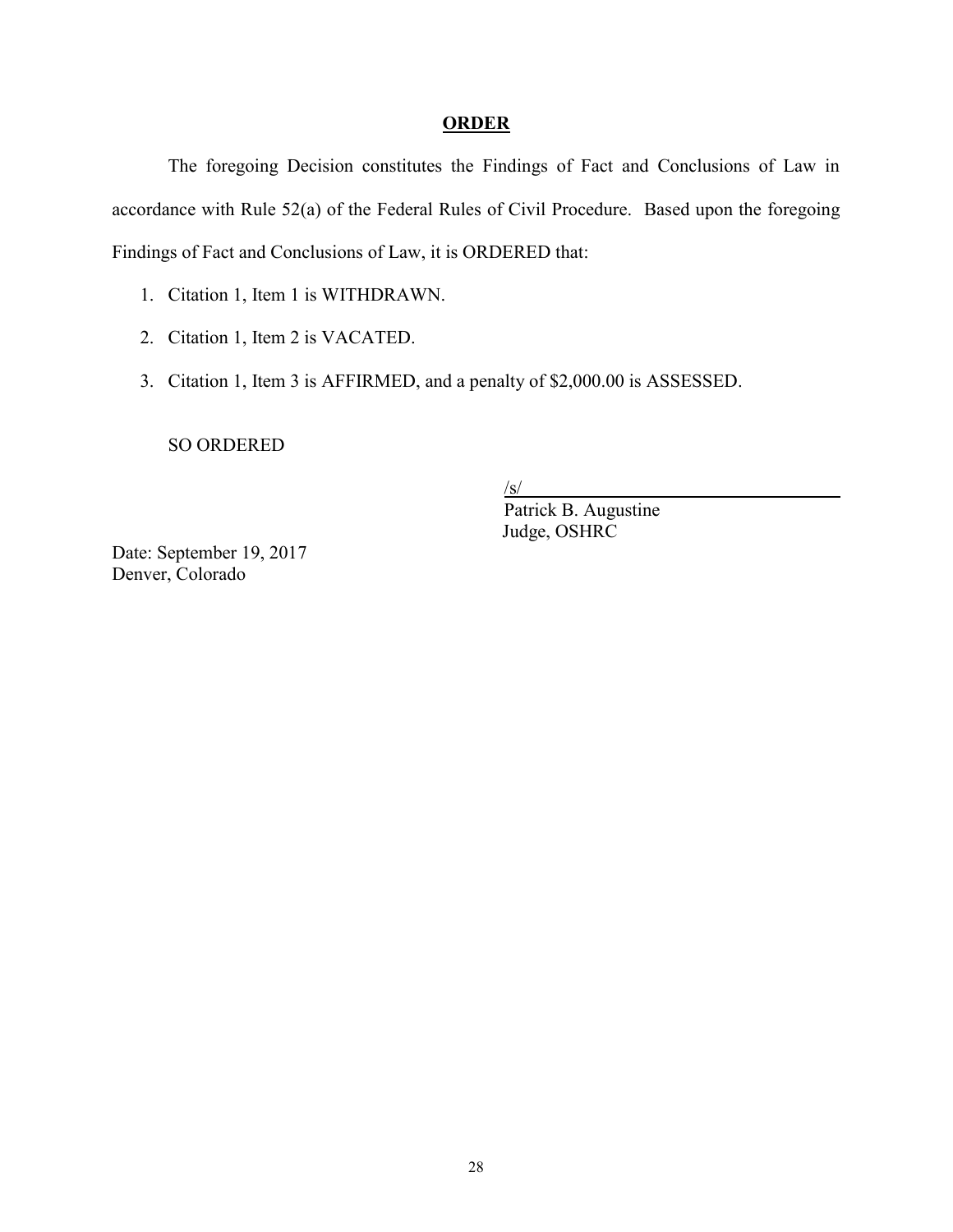## ORDER

The foregoing Decision constitutes the Findings of Fact and Conclusions of Law in accordance with Rule 52(a) of the Federal Rules of Civil Procedure. Based upon the foregoing Findings of Fact and Conclusions of Law, it is ORDERED that:

1. Citation 1, Item 1 is WITHDRAWN.
2. Citation 1, Item 2 is VACATED.
3. Citation 1, Item 3 is AFFIRMED, and a penalty of $2,000.00 is ASSESSED.

SO ORDERED

/s/
Patrick B. Augustine
Judge, OSHRC

Date: September 19, 2017
Denver, Colorado